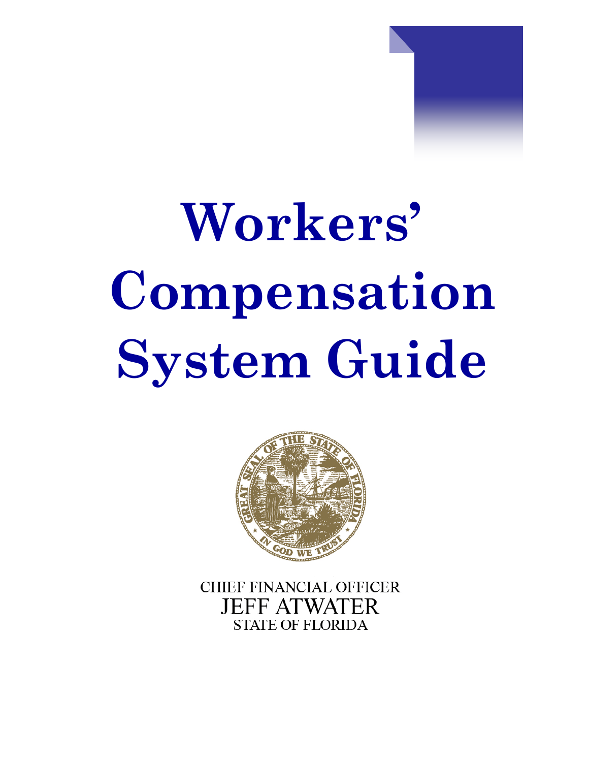# Workers' Compensation System Guide

CHIEF FINANCIAL OFFICER
JEFF ATWATER
STATE OF FLORIDA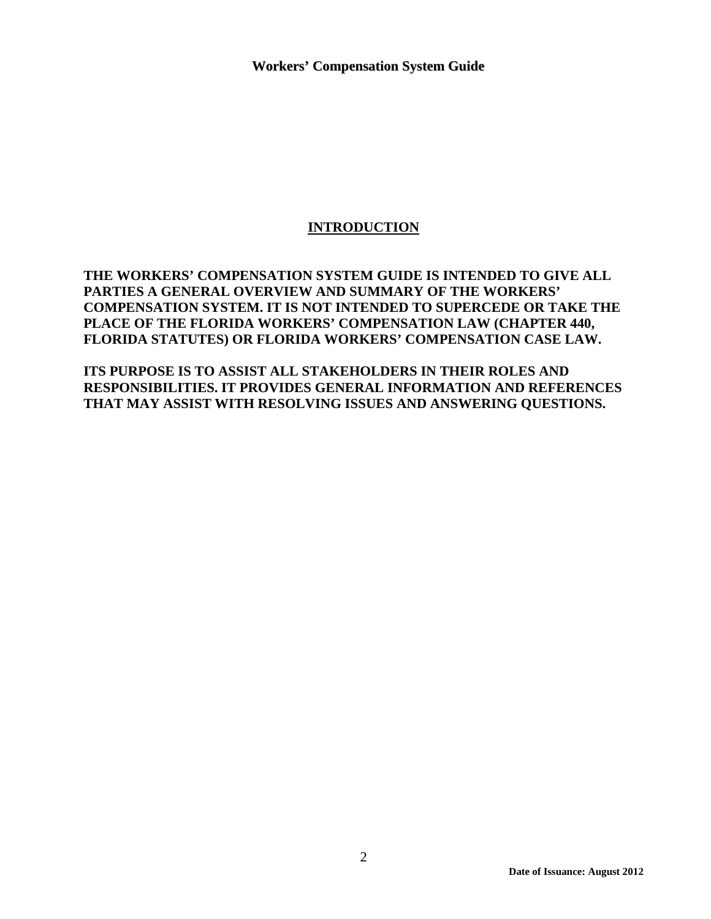# INTRODUCTION

**THE WORKERS' COMPENSATION SYSTEM GUIDE IS INTENDED TO GIVE ALL PARTIES A GENERAL OVERVIEW AND SUMMARY OF THE WORKERS' COMPENSATION SYSTEM. IT IS NOT INTENDED TO SUPERCEDE OR TAKE THE PLACE OF THE FLORIDA WORKERS' COMPENSATION LAW (CHAPTER 440, FLORIDA STATUTES) OR FLORIDA WORKERS' COMPENSATION CASE LAW.**

**ITS PURPOSE IS TO ASSIST ALL STAKEHOLDERS IN THEIR ROLES AND RESPONSIBILITIES. IT PROVIDES GENERAL INFORMATION AND REFERENCES THAT MAY ASSIST WITH RESOLVING ISSUES AND ANSWERING QUESTIONS.**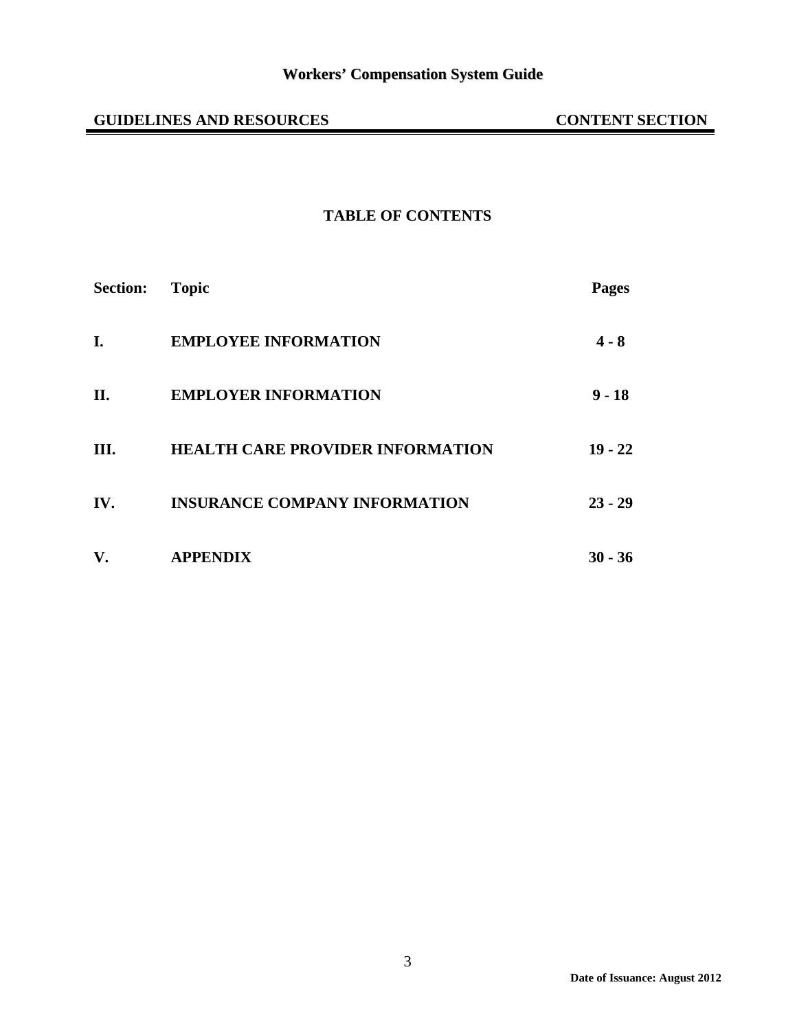## TABLE OF CONTENTS

| Section: | Topic | Pages |
|---|---|---|
| I. | EMPLOYEE INFORMATION | 4 - 8 |
| II. | EMPLOYER INFORMATION | 9 - 18 |
| III. | HEALTH CARE PROVIDER INFORMATION | 19 - 22 |
| IV. | INSURANCE COMPANY INFORMATION | 23 - 29 |
| V. | APPENDIX | 30 - 36 |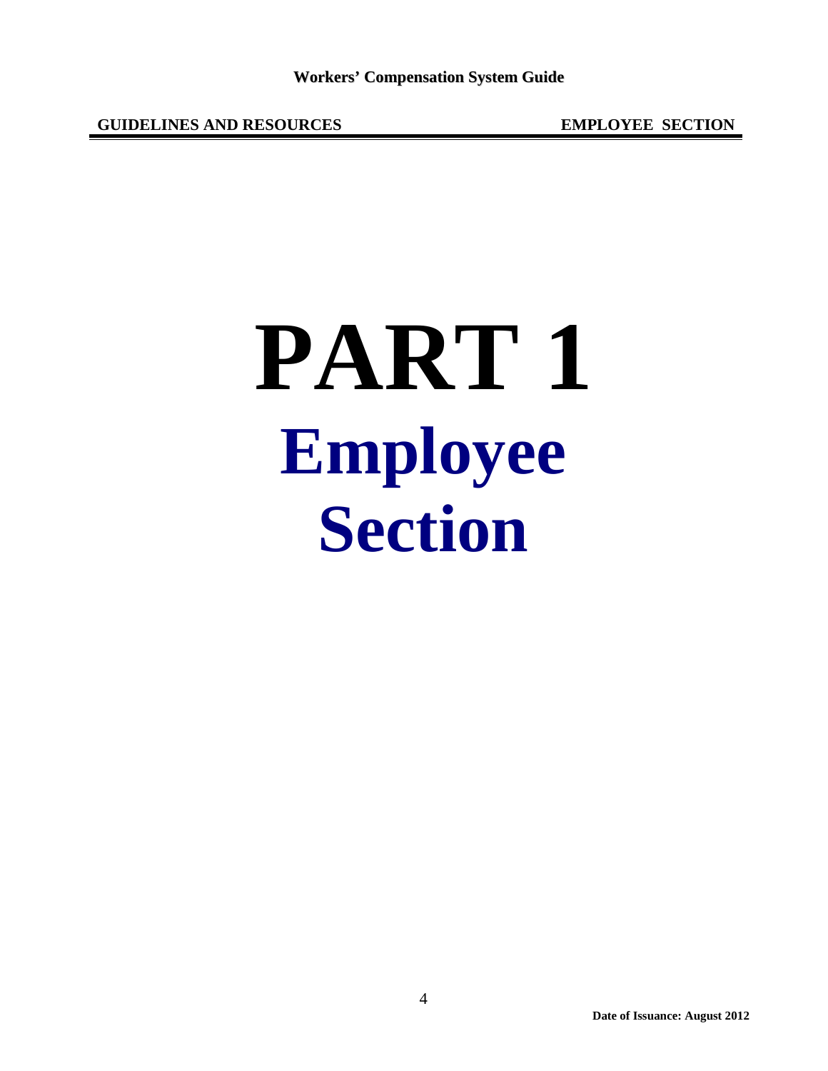# PART 1

# Employee Section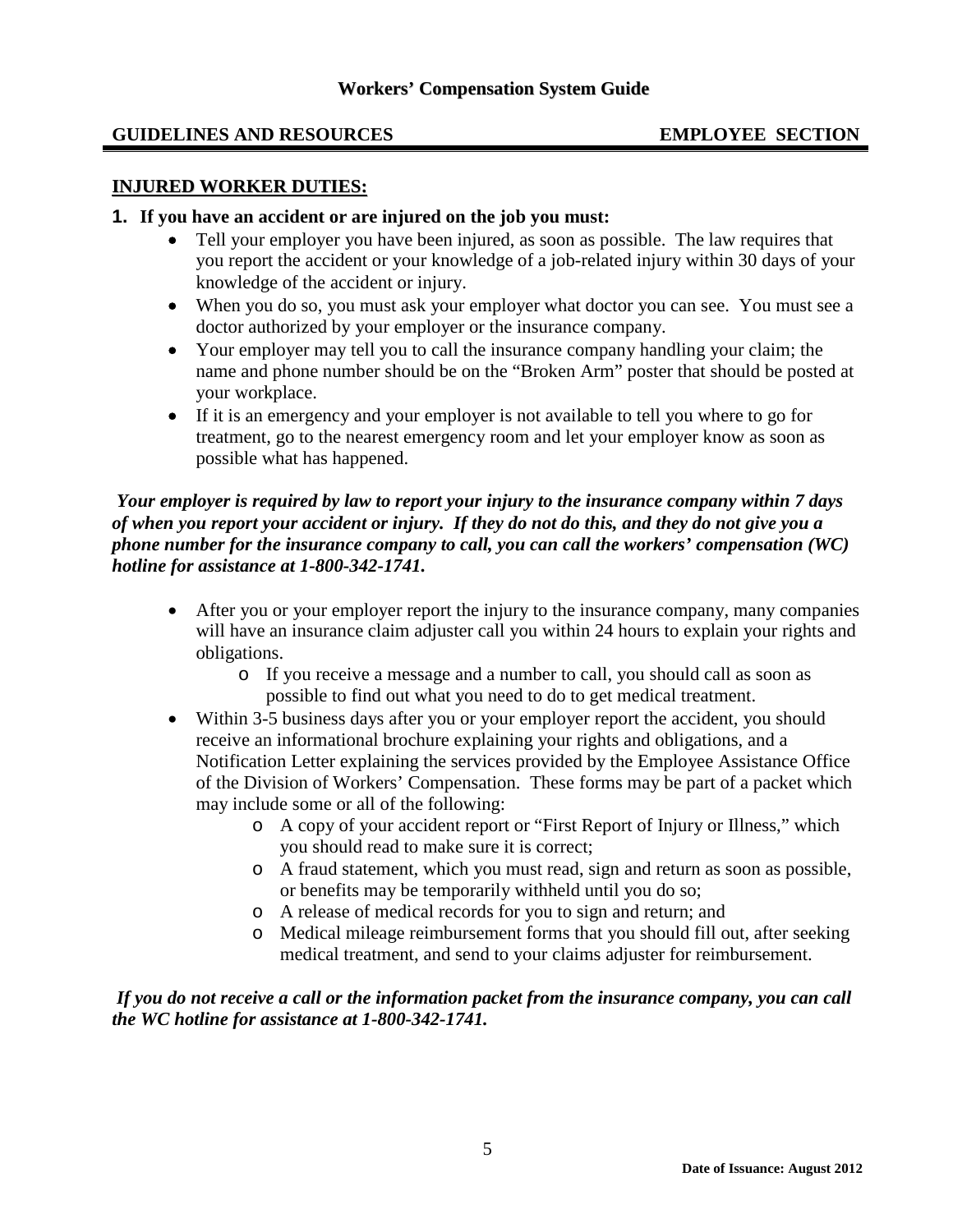**Workers' Compensation System Guide**

**GUIDELINES AND RESOURCES** **EMPLOYEE SECTION**

## INJURED WORKER DUTIES:

**1. If you have an accident or are injured on the job you must:**

- Tell your employer you have been injured, as soon as possible. The law requires that you report the accident or your knowledge of a job-related injury within 30 days of your knowledge of the accident or injury.
- When you do so, you must ask your employer what doctor you can see. You must see a doctor authorized by your employer or the insurance company.
- Your employer may tell you to call the insurance company handling your claim; the name and phone number should be on the "Broken Arm" poster that should be posted at your workplace.
- If it is an emergency and your employer is not available to tell you where to go for treatment, go to the nearest emergency room and let your employer know as soon as possible what has happened.

***Your employer is required by law to report your injury to the insurance company within 7 days of when you report your accident or injury. If they do not do this, and they do not give you a phone number for the insurance company to call, you can call the workers' compensation (WC) hotline for assistance at 1-800-342-1741.***

- After you or your employer report the injury to the insurance company, many companies will have an insurance claim adjuster call you within 24 hours to explain your rights and obligations.
  - If you receive a message and a number to call, you should call as soon as possible to find out what you need to do to get medical treatment.
- Within 3-5 business days after you or your employer report the accident, you should receive an informational brochure explaining your rights and obligations, and a Notification Letter explaining the services provided by the Employee Assistance Office of the Division of Workers' Compensation. These forms may be part of a packet which may include some or all of the following:
  - A copy of your accident report or "First Report of Injury or Illness," which you should read to make sure it is correct;
  - A fraud statement, which you must read, sign and return as soon as possible, or benefits may be temporarily withheld until you do so;
  - A release of medical records for you to sign and return; and
  - Medical mileage reimbursement forms that you should fill out, after seeking medical treatment, and send to your claims adjuster for reimbursement.

***If you do not receive a call or the information packet from the insurance company, you can call the WC hotline for assistance at 1-800-342-1741.***

**Date of Issuance: August 2012**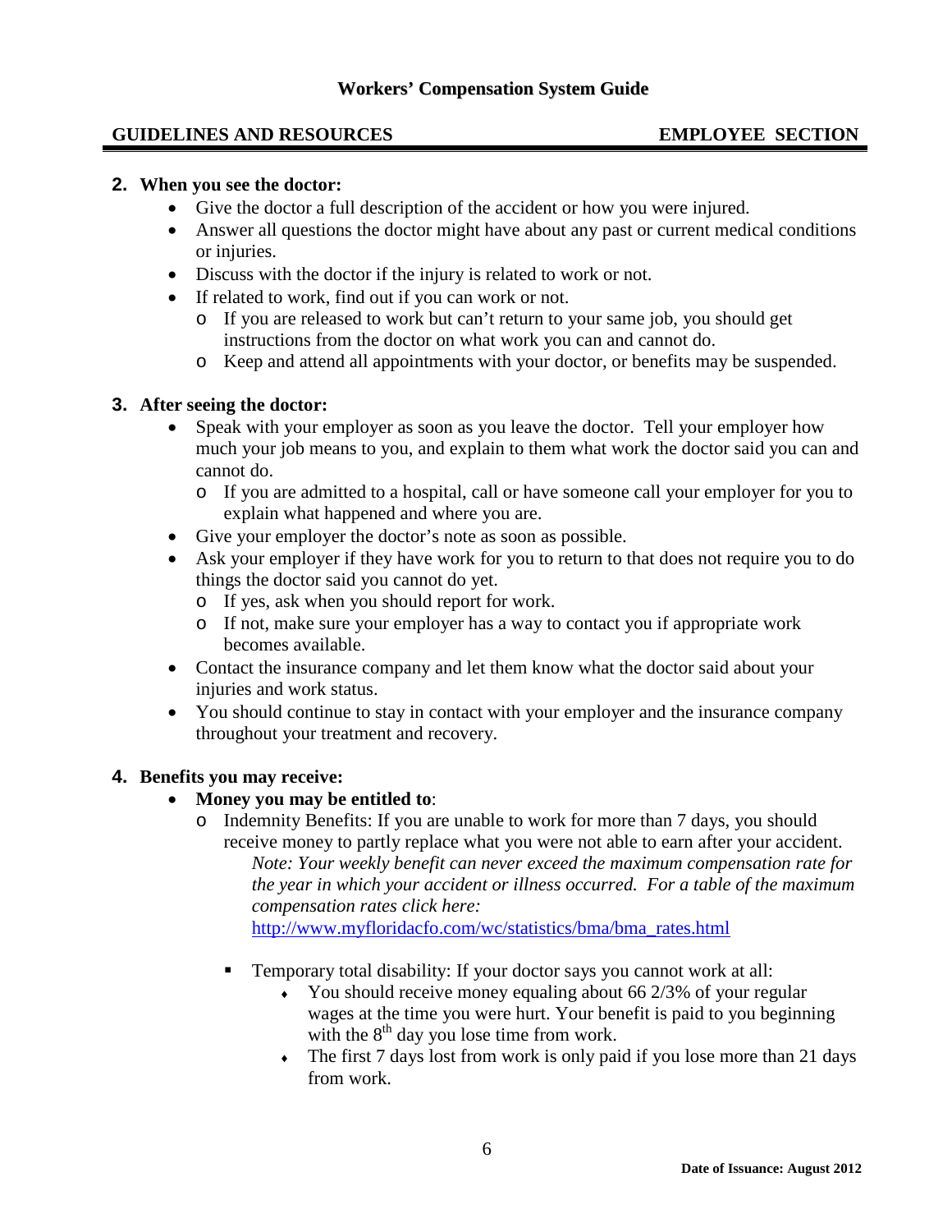**2. When you see the doctor:**

- Give the doctor a full description of the accident or how you were injured.
- Answer all questions the doctor might have about any past or current medical conditions or injuries.
- Discuss with the doctor if the injury is related to work or not.
- If related to work, find out if you can work or not.
  - If you are released to work but can't return to your same job, you should get instructions from the doctor on what work you can and cannot do.
  - Keep and attend all appointments with your doctor, or benefits may be suspended.

**3. After seeing the doctor:**

- Speak with your employer as soon as you leave the doctor. Tell your employer how much your job means to you, and explain to them what work the doctor said you can and cannot do.
  - If you are admitted to a hospital, call or have someone call your employer for you to explain what happened and where you are.
- Give your employer the doctor's note as soon as possible.
- Ask your employer if they have work for you to return to that does not require you to do things the doctor said you cannot do yet.
  - If yes, ask when you should report for work.
  - If not, make sure your employer has a way to contact you if appropriate work becomes available.
- Contact the insurance company and let them know what the doctor said about your injuries and work status.
- You should continue to stay in contact with your employer and the insurance company throughout your treatment and recovery.

**4. Benefits you may receive:**

- **Money you may be entitled to**:
  - Indemnity Benefits: If you are unable to work for more than 7 days, you should receive money to partly replace what you were not able to earn after your accident.

    *Note: Your weekly benefit can never exceed the maximum compensation rate for the year in which your accident or illness occurred. For a table of the maximum compensation rates click here:*
    http://www.myfloridacfo.com/wc/statistics/bma/bma_rates.html

    - Temporary total disability: If your doctor says you cannot work at all:
      - You should receive money equaling about 66 2/3% of your regular wages at the time you were hurt. Your benefit is paid to you beginning with the 8th day you lose time from work.
      - The first 7 days lost from work is only paid if you lose more than 21 days from work.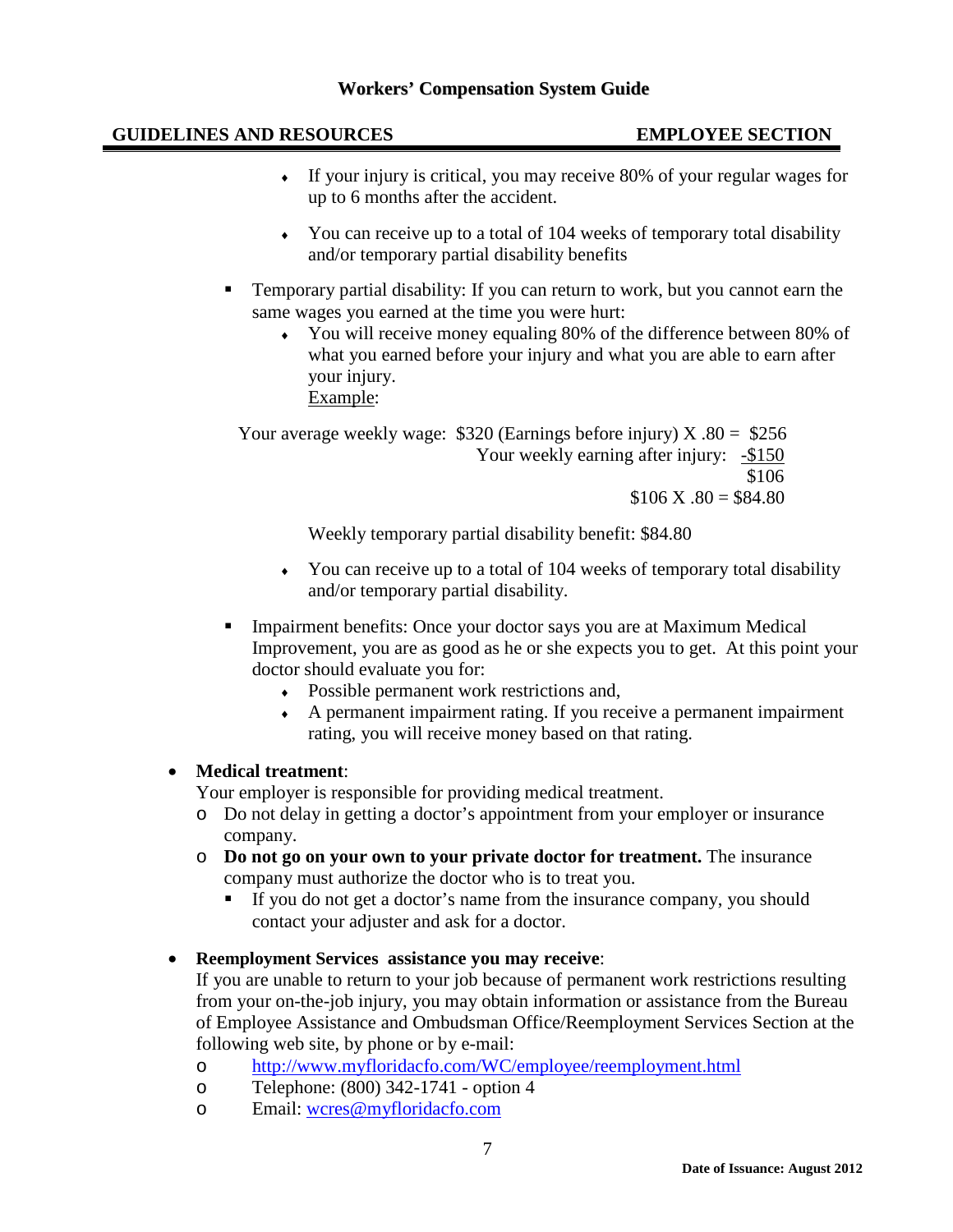- If your injury is critical, you may receive 80% of your regular wages for up to 6 months after the accident.

- You can receive up to a total of 104 weeks of temporary total disability and/or temporary partial disability benefits

- Temporary partial disability: If you can return to work, but you cannot earn the same wages you earned at the time you were hurt:
  - You will receive money equaling 80% of the difference between 80% of what you earned before your injury and what you are able to earn after your injury.
    Example:

    Your average weekly wage: $320 (Earnings before injury) X .80 = $256
    Your weekly earning after injury: -$150
    $106
    $106 X .80 = $84.80

    Weekly temporary partial disability benefit: $84.80

  - You can receive up to a total of 104 weeks of temporary total disability and/or temporary partial disability.

- Impairment benefits: Once your doctor says you are at Maximum Medical Improvement, you are as good as he or she expects you to get. At this point your doctor should evaluate you for:
  - Possible permanent work restrictions and,
  - A permanent impairment rating. If you receive a permanent impairment rating, you will receive money based on that rating.

- **Medical treatment**:
  Your employer is responsible for providing medical treatment.
  - Do not delay in getting a doctor's appointment from your employer or insurance company.
  - **Do not go on your own to your private doctor for treatment.** The insurance company must authorize the doctor who is to treat you.
    - If you do not get a doctor's name from the insurance company, you should contact your adjuster and ask for a doctor.

- **Reemployment Services assistance you may receive**:
  If you are unable to return to your job because of permanent work restrictions resulting from your on-the-job injury, you may obtain information or assistance from the Bureau of Employee Assistance and Ombudsman Office/Reemployment Services Section at the following web site, by phone or by e-mail:
  - http://www.myfloridacfo.com/WC/employee/reemployment.html
  - Telephone: (800) 342-1741 - option 4
  - Email: wcres@myfloridacfo.com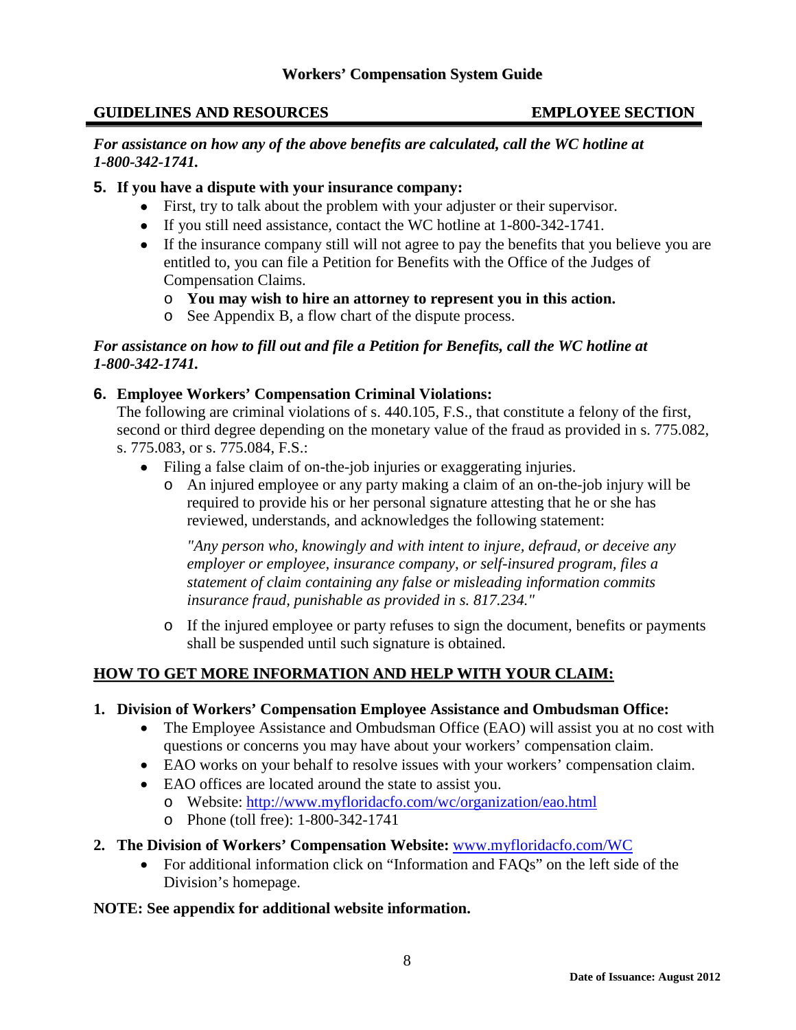*For assistance on how any of the above benefits are calculated, call the WC hotline at 1-800-342-1741.*

**5. If you have a dispute with your insurance company:**

- First, try to talk about the problem with your adjuster or their supervisor.
- If you still need assistance, contact the WC hotline at 1-800-342-1741.
- If the insurance company still will not agree to pay the benefits that you believe you are entitled to, you can file a Petition for Benefits with the Office of the Judges of Compensation Claims.
  - **You may wish to hire an attorney to represent you in this action.**
  - See Appendix B, a flow chart of the dispute process.

*For assistance on how to fill out and file a Petition for Benefits, call the WC hotline at 1-800-342-1741.*

**6. Employee Workers' Compensation Criminal Violations:**

The following are criminal violations of s. 440.105, F.S., that constitute a felony of the first, second or third degree depending on the monetary value of the fraud as provided in s. 775.082, s. 775.083, or s. 775.084, F.S.:

- Filing a false claim of on-the-job injuries or exaggerating injuries.
  - An injured employee or any party making a claim of an on-the-job injury will be required to provide his or her personal signature attesting that he or she has reviewed, understands, and acknowledges the following statement:

    *"Any person who, knowingly and with intent to injure, defraud, or deceive any employer or employee, insurance company, or self-insured program, files a statement of claim containing any false or misleading information commits insurance fraud, punishable as provided in s. 817.234."*

  - If the injured employee or party refuses to sign the document, benefits or payments shall be suspended until such signature is obtained.

## HOW TO GET MORE INFORMATION AND HELP WITH YOUR CLAIM:

**1. Division of Workers' Compensation Employee Assistance and Ombudsman Office:**

- The Employee Assistance and Ombudsman Office (EAO) will assist you at no cost with questions or concerns you may have about your workers' compensation claim.
- EAO works on your behalf to resolve issues with your workers' compensation claim.
- EAO offices are located around the state to assist you.
  - Website: http://www.myfloridacfo.com/wc/organization/eao.html
  - Phone (toll free): 1-800-342-1741

**2. The Division of Workers' Compensation Website:** www.myfloridacfo.com/WC

- For additional information click on "Information and FAQs" on the left side of the Division's homepage.

**NOTE: See appendix for additional website information.**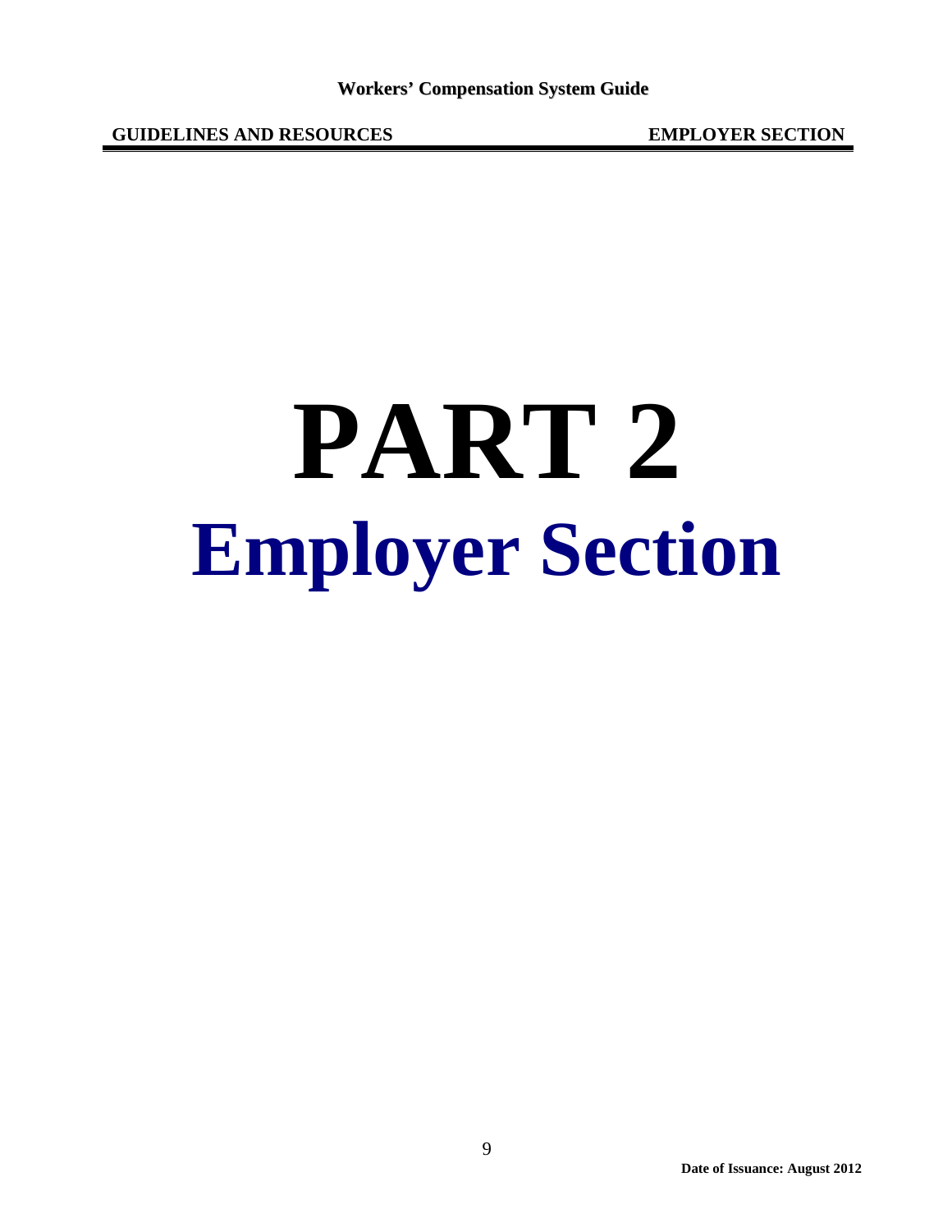# PART 2

# Employer Section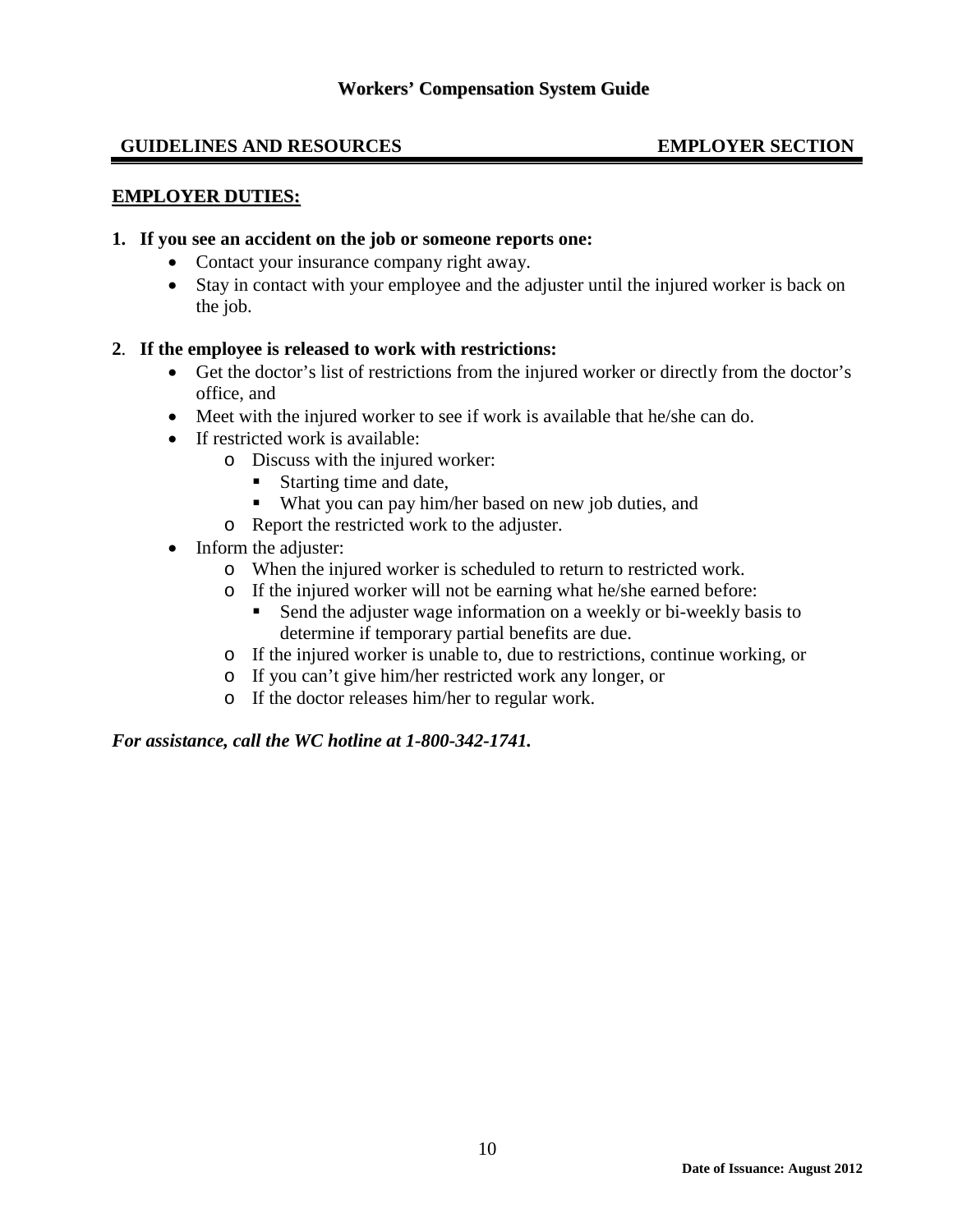## GUIDELINES AND RESOURCES — EMPLOYER SECTION

### EMPLOYER DUTIES:

**1. If you see an accident on the job or someone reports one:**

- Contact your insurance company right away.
- Stay in contact with your employee and the adjuster until the injured worker is back on the job.

**2. If the employee is released to work with restrictions:**

- Get the doctor's list of restrictions from the injured worker or directly from the doctor's office, and
- Meet with the injured worker to see if work is available that he/she can do.
- If restricted work is available:
  - Discuss with the injured worker:
    - Starting time and date,
    - What you can pay him/her based on new job duties, and
  - Report the restricted work to the adjuster.
- Inform the adjuster:
  - When the injured worker is scheduled to return to restricted work.
  - If the injured worker will not be earning what he/she earned before:
    - Send the adjuster wage information on a weekly or bi-weekly basis to determine if temporary partial benefits are due.
  - If the injured worker is unable to, due to restrictions, continue working, or
  - If you can't give him/her restricted work any longer, or
  - If the doctor releases him/her to regular work.

***For assistance, call the WC hotline at 1-800-342-1741.***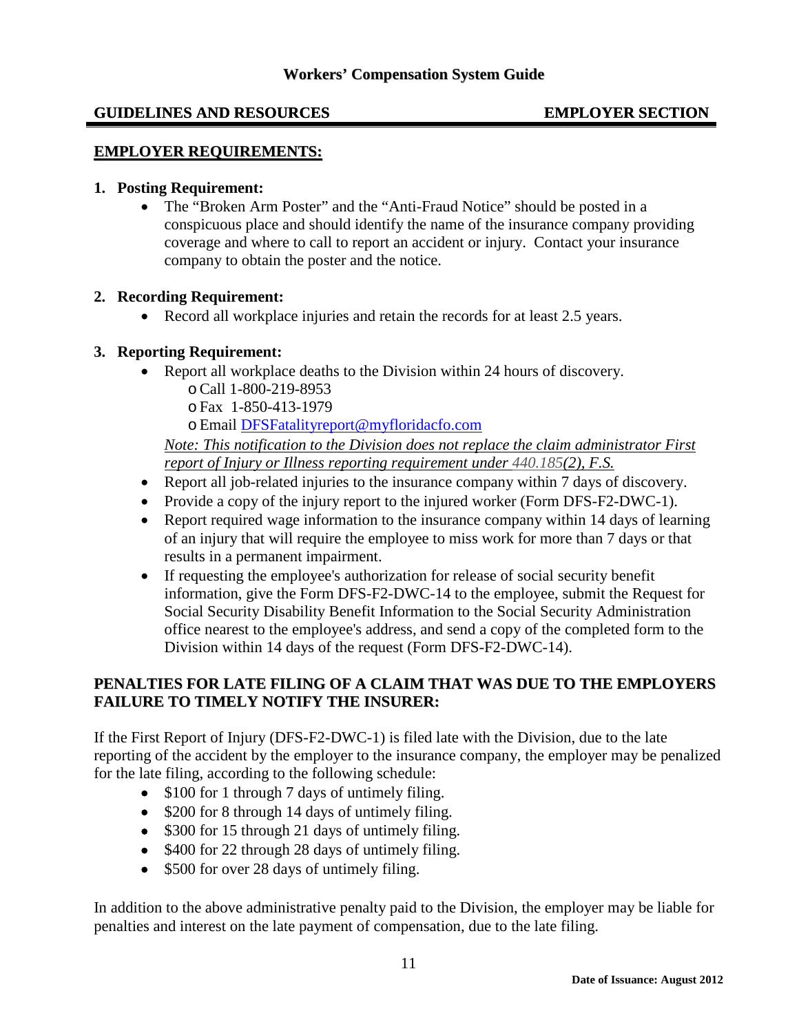**GUIDELINES AND RESOURCES** **EMPLOYER SECTION**

## EMPLOYER REQUIREMENTS:

**1. Posting Requirement:**

- The "Broken Arm Poster" and the "Anti-Fraud Notice" should be posted in a conspicuous place and should identify the name of the insurance company providing coverage and where to call to report an accident or injury. Contact your insurance company to obtain the poster and the notice.

**2. Recording Requirement:**

- Record all workplace injuries and retain the records for at least 2.5 years.

**3. Reporting Requirement:**

- Report all workplace deaths to the Division within 24 hours of discovery.
  - Call 1-800-219-8953
  - Fax 1-850-413-1979
  - Email DFSFatalityreport@myfloridacfo.com

  *Note: This notification to the Division does not replace the claim administrator First report of Injury or Illness reporting requirement under 440.185(2), F.S.*
- Report all job-related injuries to the insurance company within 7 days of discovery.
- Provide a copy of the injury report to the injured worker (Form DFS-F2-DWC-1).
- Report required wage information to the insurance company within 14 days of learning of an injury that will require the employee to miss work for more than 7 days or that results in a permanent impairment.
- If requesting the employee's authorization for release of social security benefit information, give the Form DFS-F2-DWC-14 to the employee, submit the Request for Social Security Disability Benefit Information to the Social Security Administration office nearest to the employee's address, and send a copy of the completed form to the Division within 14 days of the request (Form DFS-F2-DWC-14).

## PENALTIES FOR LATE FILING OF A CLAIM THAT WAS DUE TO THE EMPLOYERS FAILURE TO TIMELY NOTIFY THE INSURER:

If the First Report of Injury (DFS-F2-DWC-1) is filed late with the Division, due to the late reporting of the accident by the employer to the insurance company, the employer may be penalized for the late filing, according to the following schedule:

- $100 for 1 through 7 days of untimely filing.
- $200 for 8 through 14 days of untimely filing.
- $300 for 15 through 21 days of untimely filing.
- $400 for 22 through 28 days of untimely filing.
- $500 for over 28 days of untimely filing.

In addition to the above administrative penalty paid to the Division, the employer may be liable for penalties and interest on the late payment of compensation, due to the late filing.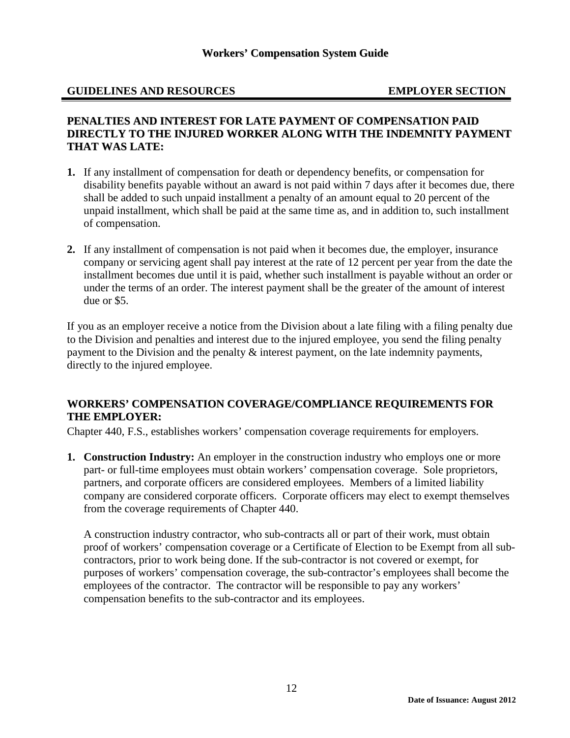## PENALTIES AND INTEREST FOR LATE PAYMENT OF COMPENSATION PAID DIRECTLY TO THE INJURED WORKER ALONG WITH THE INDEMNITY PAYMENT THAT WAS LATE:

1. If any installment of compensation for death or dependency benefits, or compensation for disability benefits payable without an award is not paid within 7 days after it becomes due, there shall be added to such unpaid installment a penalty of an amount equal to 20 percent of the unpaid installment, which shall be paid at the same time as, and in addition to, such installment of compensation.

2. If any installment of compensation is not paid when it becomes due, the employer, insurance company or servicing agent shall pay interest at the rate of 12 percent per year from the date the installment becomes due until it is paid, whether such installment is payable without an order or under the terms of an order. The interest payment shall be the greater of the amount of interest due or $5.

If you as an employer receive a notice from the Division about a late filing with a filing penalty due to the Division and penalties and interest due to the injured employee, you send the filing penalty payment to the Division and the penalty & interest payment, on the late indemnity payments, directly to the injured employee.

## WORKERS' COMPENSATION COVERAGE/COMPLIANCE REQUIREMENTS FOR THE EMPLOYER:

Chapter 440, F.S., establishes workers' compensation coverage requirements for employers.

1. **Construction Industry:** An employer in the construction industry who employs one or more part- or full-time employees must obtain workers' compensation coverage. Sole proprietors, partners, and corporate officers are considered employees. Members of a limited liability company are considered corporate officers. Corporate officers may elect to exempt themselves from the coverage requirements of Chapter 440.

   A construction industry contractor, who sub-contracts all or part of their work, must obtain proof of workers' compensation coverage or a Certificate of Election to be Exempt from all sub-contractors, prior to work being done. If the sub-contractor is not covered or exempt, for purposes of workers' compensation coverage, the sub-contractor's employees shall become the employees of the contractor. The contractor will be responsible to pay any workers' compensation benefits to the sub-contractor and its employees.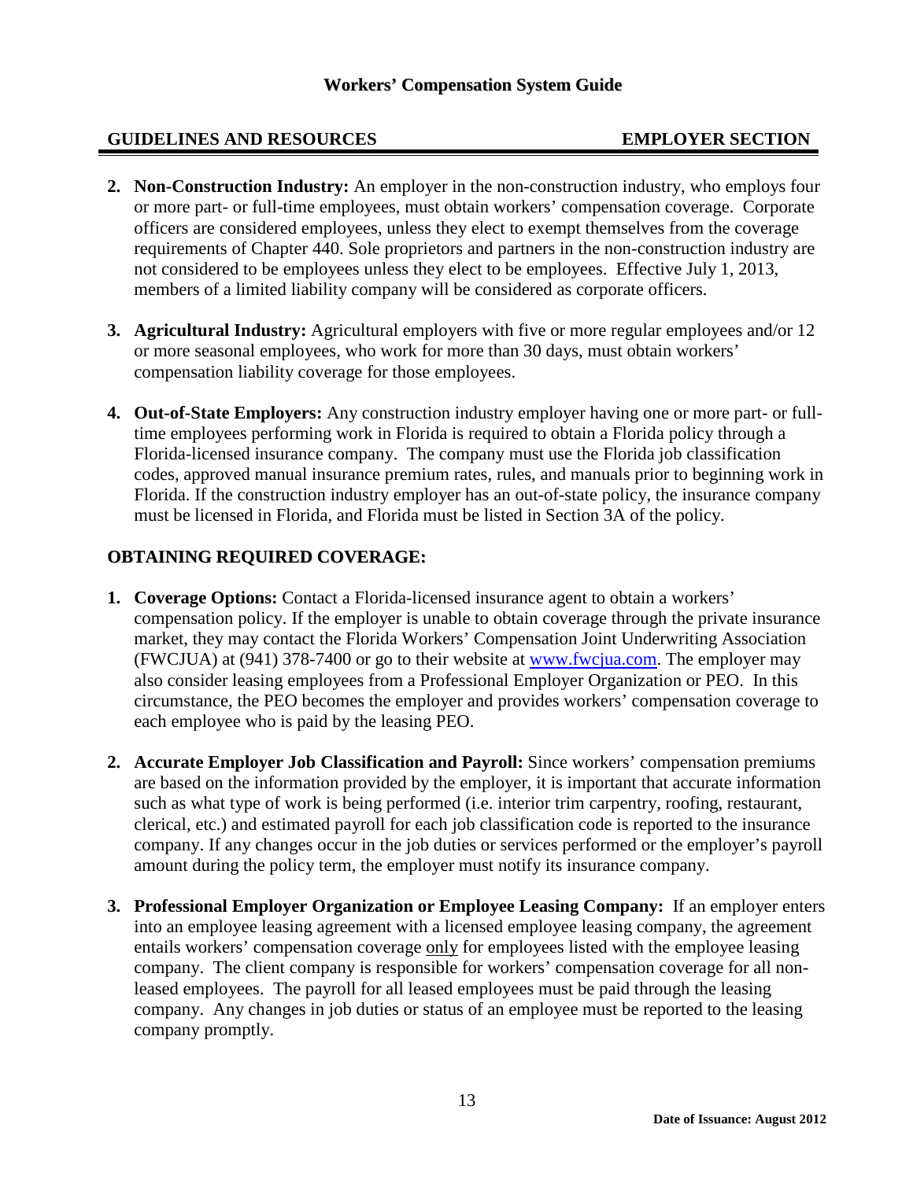2. **Non-Construction Industry:** An employer in the non-construction industry, who employs four or more part- or full-time employees, must obtain workers' compensation coverage. Corporate officers are considered employees, unless they elect to exempt themselves from the coverage requirements of Chapter 440. Sole proprietors and partners in the non-construction industry are not considered to be employees unless they elect to be employees. Effective July 1, 2013, members of a limited liability company will be considered as corporate officers.

3. **Agricultural Industry:** Agricultural employers with five or more regular employees and/or 12 or more seasonal employees, who work for more than 30 days, must obtain workers' compensation liability coverage for those employees.

4. **Out-of-State Employers:** Any construction industry employer having one or more part- or full-time employees performing work in Florida is required to obtain a Florida policy through a Florida-licensed insurance company. The company must use the Florida job classification codes, approved manual insurance premium rates, rules, and manuals prior to beginning work in Florida. If the construction industry employer has an out-of-state policy, the insurance company must be licensed in Florida, and Florida must be listed in Section 3A of the policy.

## OBTAINING REQUIRED COVERAGE:

1. **Coverage Options:** Contact a Florida-licensed insurance agent to obtain a workers' compensation policy. If the employer is unable to obtain coverage through the private insurance market, they may contact the Florida Workers' Compensation Joint Underwriting Association (FWCJUA) at (941) 378-7400 or go to their website at [www.fwcjua.com](http://www.fwcjua.com). The employer may also consider leasing employees from a Professional Employer Organization or PEO. In this circumstance, the PEO becomes the employer and provides workers' compensation coverage to each employee who is paid by the leasing PEO.

2. **Accurate Employer Job Classification and Payroll:** Since workers' compensation premiums are based on the information provided by the employer, it is important that accurate information such as what type of work is being performed (i.e. interior trim carpentry, roofing, restaurant, clerical, etc.) and estimated payroll for each job classification code is reported to the insurance company. If any changes occur in the job duties or services performed or the employer's payroll amount during the policy term, the employer must notify its insurance company.

3. **Professional Employer Organization or Employee Leasing Company:** If an employer enters into an employee leasing agreement with a licensed employee leasing company, the agreement entails workers' compensation coverage <u>only</u> for employees listed with the employee leasing company. The client company is responsible for workers' compensation coverage for all non-leased employees. The payroll for all leased employees must be paid through the leasing company. Any changes in job duties or status of an employee must be reported to the leasing company promptly.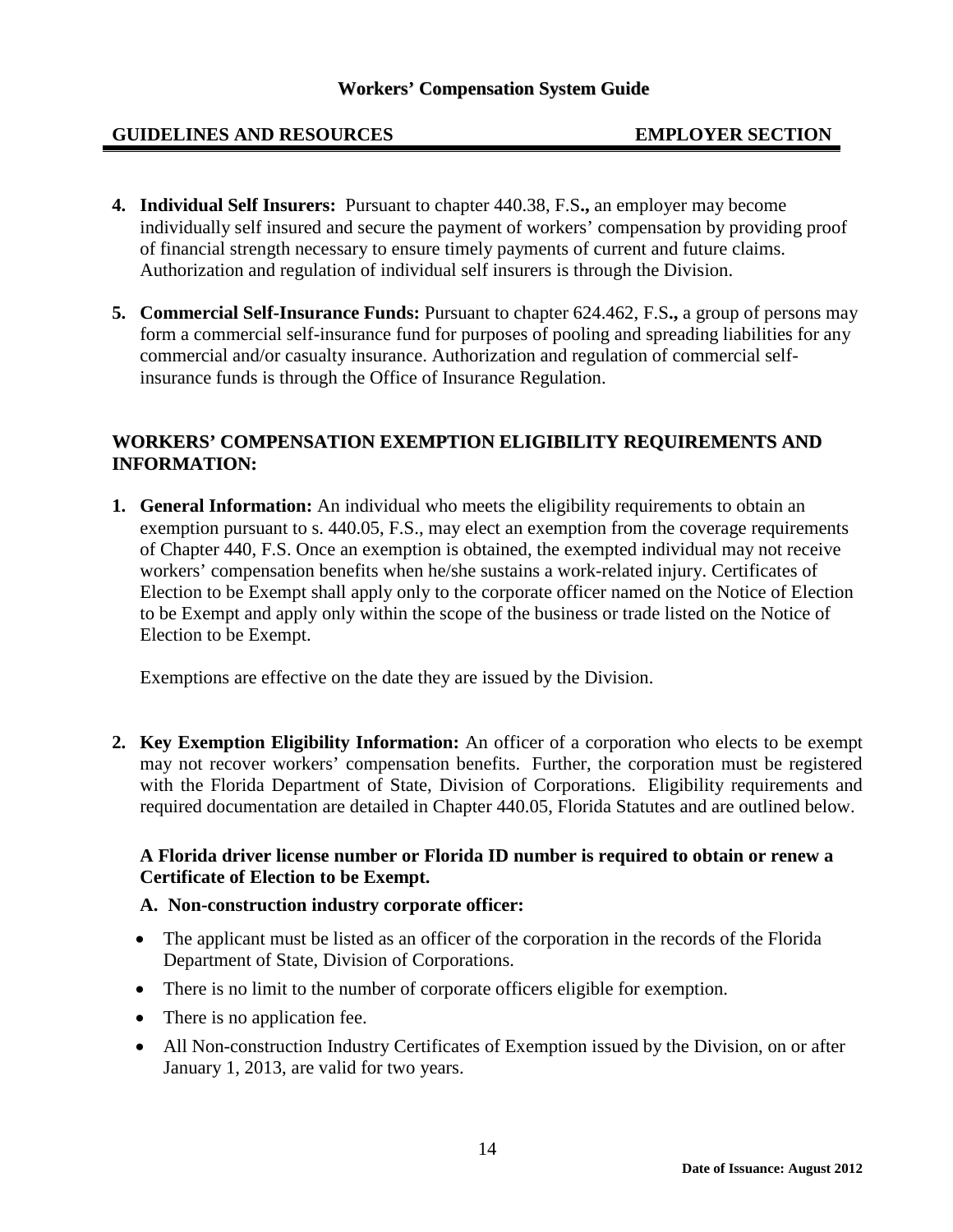**4. Individual Self Insurers:** Pursuant to chapter 440.38, F.S**.,** an employer may become individually self insured and secure the payment of workers' compensation by providing proof of financial strength necessary to ensure timely payments of current and future claims. Authorization and regulation of individual self insurers is through the Division.

**5. Commercial Self-Insurance Funds:** Pursuant to chapter 624.462, F.S**.,** a group of persons may form a commercial self-insurance fund for purposes of pooling and spreading liabilities for any commercial and/or casualty insurance. Authorization and regulation of commercial self-insurance funds is through the Office of Insurance Regulation.

## WORKERS' COMPENSATION EXEMPTION ELIGIBILITY REQUIREMENTS AND INFORMATION:

**1. General Information:** An individual who meets the eligibility requirements to obtain an exemption pursuant to s. 440.05, F.S., may elect an exemption from the coverage requirements of Chapter 440, F.S. Once an exemption is obtained, the exempted individual may not receive workers' compensation benefits when he/she sustains a work-related injury. Certificates of Election to be Exempt shall apply only to the corporate officer named on the Notice of Election to be Exempt and apply only within the scope of the business or trade listed on the Notice of Election to be Exempt.

Exemptions are effective on the date they are issued by the Division.

**2. Key Exemption Eligibility Information:** An officer of a corporation who elects to be exempt may not recover workers' compensation benefits. Further, the corporation must be registered with the Florida Department of State, Division of Corporations. Eligibility requirements and required documentation are detailed in Chapter 440.05, Florida Statutes and are outlined below.

**A Florida driver license number or Florida ID number is required to obtain or renew a Certificate of Election to be Exempt.**

**A. Non-construction industry corporate officer:**

- The applicant must be listed as an officer of the corporation in the records of the Florida Department of State, Division of Corporations.
- There is no limit to the number of corporate officers eligible for exemption.
- There is no application fee.
- All Non-construction Industry Certificates of Exemption issued by the Division, on or after January 1, 2013, are valid for two years.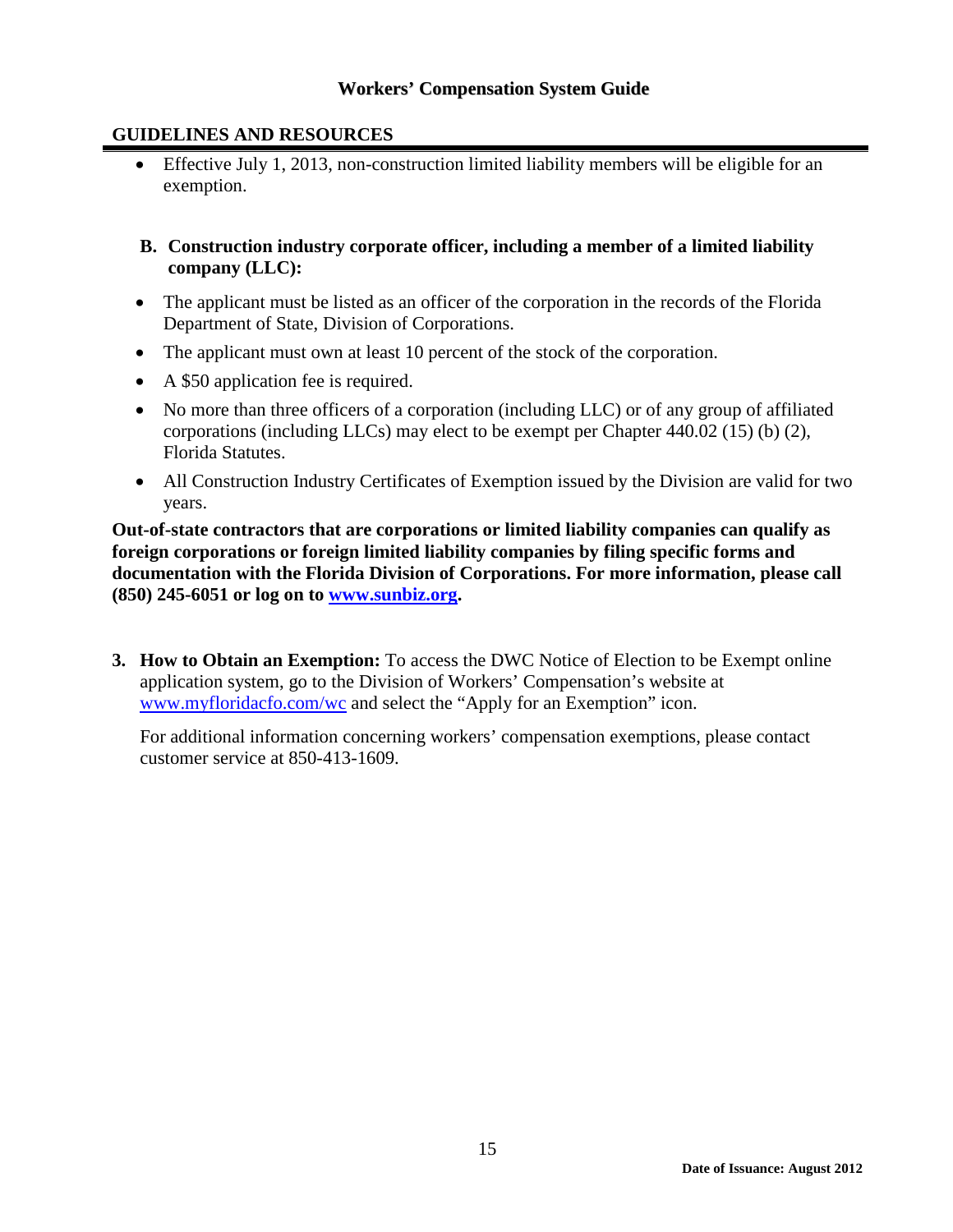## GUIDELINES AND RESOURCES

- Effective July 1, 2013, non-construction limited liability members will be eligible for an exemption.

**B. Construction industry corporate officer, including a member of a limited liability company (LLC):**

- The applicant must be listed as an officer of the corporation in the records of the Florida Department of State, Division of Corporations.
- The applicant must own at least 10 percent of the stock of the corporation.
- A $50 application fee is required.
- No more than three officers of a corporation (including LLC) or of any group of affiliated corporations (including LLCs) may elect to be exempt per Chapter 440.02 (15) (b) (2), Florida Statutes.
- All Construction Industry Certificates of Exemption issued by the Division are valid for two years.

**Out-of-state contractors that are corporations or limited liability companies can qualify as foreign corporations or foreign limited liability companies by filing specific forms and documentation with the Florida Division of Corporations. For more information, please call (850) 245-6051 or log on to www.sunbiz.org.**

3. **How to Obtain an Exemption:** To access the DWC Notice of Election to be Exempt online application system, go to the Division of Workers' Compensation's website at www.myfloridacfo.com/wc and select the "Apply for an Exemption" icon.

   For additional information concerning workers' compensation exemptions, please contact customer service at 850-413-1609.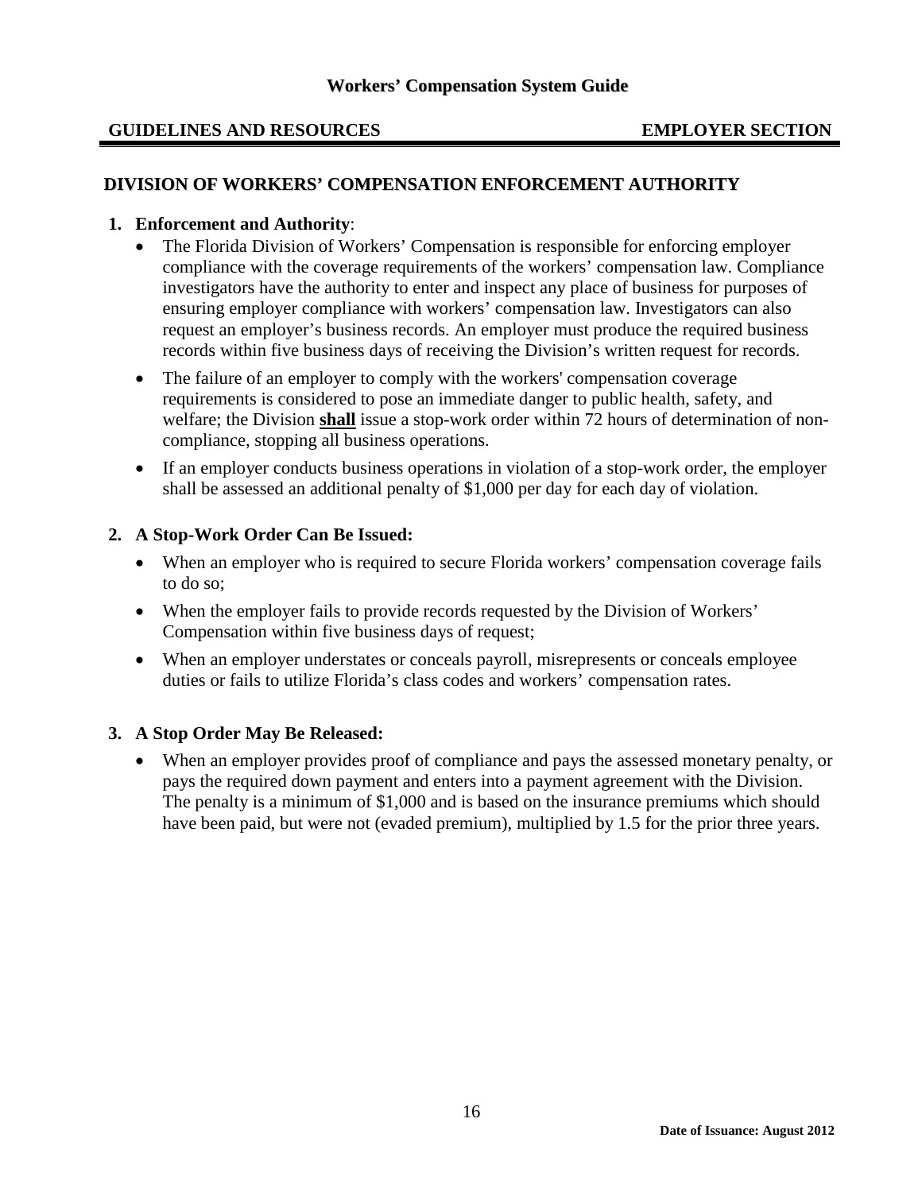## DIVISION OF WORKERS' COMPENSATION ENFORCEMENT AUTHORITY

1. **Enforcement and Authority**:
   - The Florida Division of Workers' Compensation is responsible for enforcing employer compliance with the coverage requirements of the workers' compensation law. Compliance investigators have the authority to enter and inspect any place of business for purposes of ensuring employer compliance with workers' compensation law. Investigators can also request an employer's business records. An employer must produce the required business records within five business days of receiving the Division's written request for records.
   - The failure of an employer to comply with the workers' compensation coverage requirements is considered to pose an immediate danger to public health, safety, and welfare; the Division **shall** issue a stop-work order within 72 hours of determination of non-compliance, stopping all business operations.
   - If an employer conducts business operations in violation of a stop-work order, the employer shall be assessed an additional penalty of $1,000 per day for each day of violation.

2. **A Stop-Work Order Can Be Issued:**
   - When an employer who is required to secure Florida workers' compensation coverage fails to do so;
   - When the employer fails to provide records requested by the Division of Workers' Compensation within five business days of request;
   - When an employer understates or conceals payroll, misrepresents or conceals employee duties or fails to utilize Florida's class codes and workers' compensation rates.

3. **A Stop Order May Be Released:**
   - When an employer provides proof of compliance and pays the assessed monetary penalty, or pays the required down payment and enters into a payment agreement with the Division. The penalty is a minimum of $1,000 and is based on the insurance premiums which should have been paid, but were not (evaded premium), multiplied by 1.5 for the prior three years.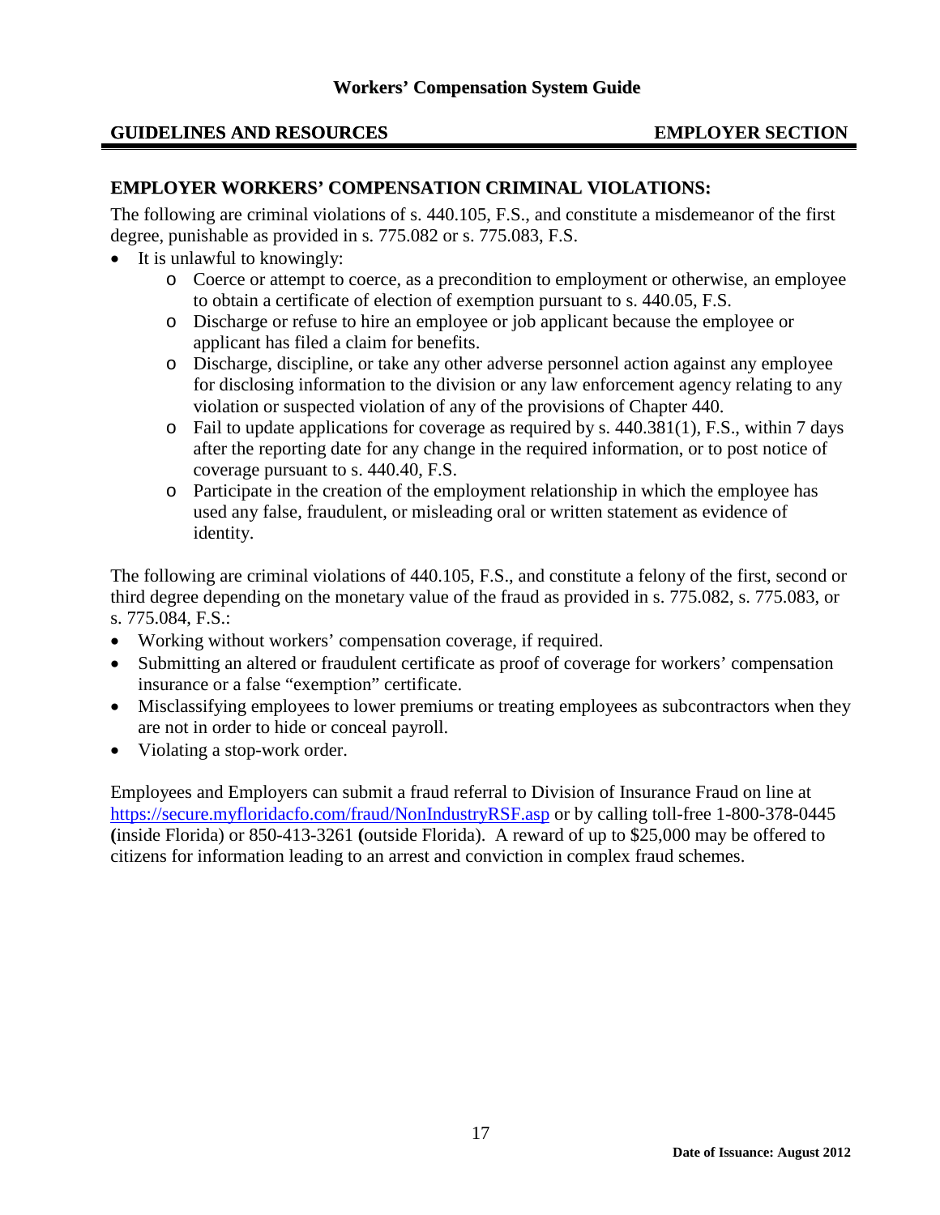## EMPLOYER WORKERS' COMPENSATION CRIMINAL VIOLATIONS:

The following are criminal violations of s. 440.105, F.S., and constitute a misdemeanor of the first degree, punishable as provided in s. 775.082 or s. 775.083, F.S.

- It is unlawful to knowingly:
  - Coerce or attempt to coerce, as a precondition to employment or otherwise, an employee to obtain a certificate of election of exemption pursuant to s. 440.05, F.S.
  - Discharge or refuse to hire an employee or job applicant because the employee or applicant has filed a claim for benefits.
  - Discharge, discipline, or take any other adverse personnel action against any employee for disclosing information to the division or any law enforcement agency relating to any violation or suspected violation of any of the provisions of Chapter 440.
  - Fail to update applications for coverage as required by s. 440.381(1), F.S., within 7 days after the reporting date for any change in the required information, or to post notice of coverage pursuant to s. 440.40, F.S.
  - Participate in the creation of the employment relationship in which the employee has used any false, fraudulent, or misleading oral or written statement as evidence of identity.

The following are criminal violations of 440.105, F.S., and constitute a felony of the first, second or third degree depending on the monetary value of the fraud as provided in s. 775.082, s. 775.083, or s. 775.084, F.S.:

- Working without workers' compensation coverage, if required.
- Submitting an altered or fraudulent certificate as proof of coverage for workers' compensation insurance or a false "exemption" certificate.
- Misclassifying employees to lower premiums or treating employees as subcontractors when they are not in order to hide or conceal payroll.
- Violating a stop-work order.

Employees and Employers can submit a fraud referral to Division of Insurance Fraud on line at https://secure.myfloridacfo.com/fraud/NonIndustryRSF.asp or by calling toll-free 1-800-378-0445 (inside Florida) or 850-413-3261 (outside Florida). A reward of up to $25,000 may be offered to citizens for information leading to an arrest and conviction in complex fraud schemes.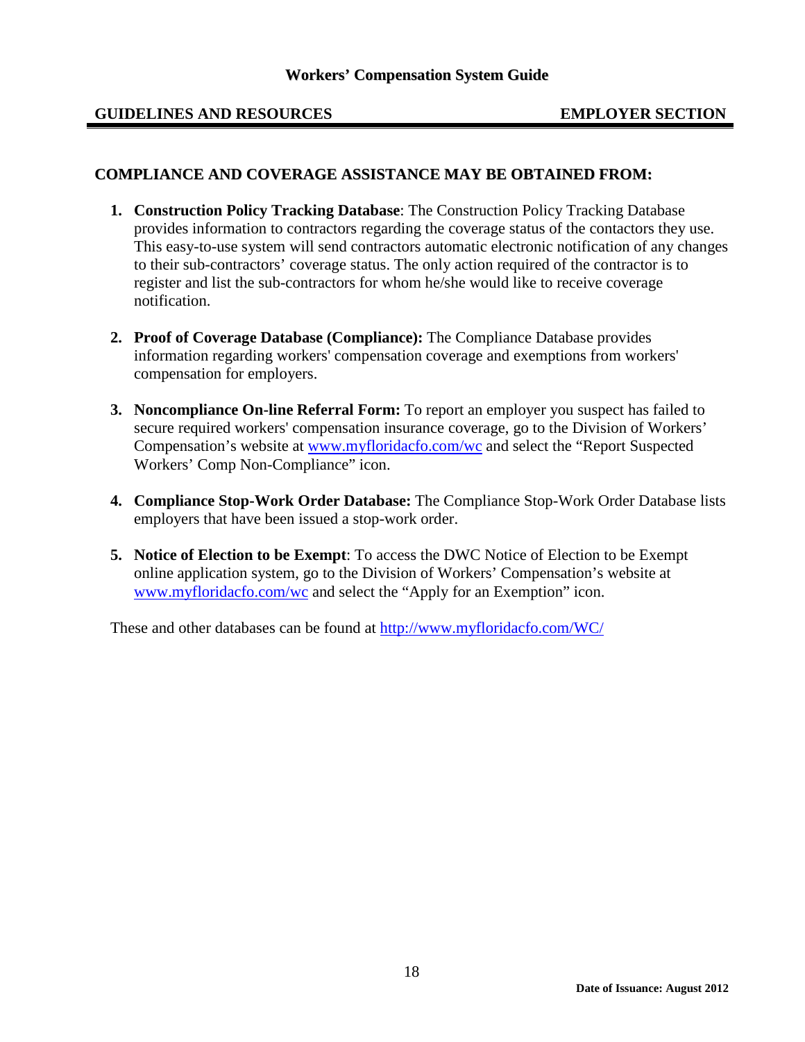## COMPLIANCE AND COVERAGE ASSISTANCE MAY BE OBTAINED FROM:

1. **Construction Policy Tracking Database**: The Construction Policy Tracking Database provides information to contractors regarding the coverage status of the contactors they use. This easy-to-use system will send contractors automatic electronic notification of any changes to their sub-contractors' coverage status. The only action required of the contractor is to register and list the sub-contractors for whom he/she would like to receive coverage notification.

2. **Proof of Coverage Database (Compliance):** The Compliance Database provides information regarding workers' compensation coverage and exemptions from workers' compensation for employers.

3. **Noncompliance On-line Referral Form:** To report an employer you suspect has failed to secure required workers' compensation insurance coverage, go to the Division of Workers' Compensation's website at www.myfloridacfo.com/wc and select the "Report Suspected Workers' Comp Non-Compliance" icon.

4. **Compliance Stop-Work Order Database:** The Compliance Stop-Work Order Database lists employers that have been issued a stop-work order.

5. **Notice of Election to be Exempt**: To access the DWC Notice of Election to be Exempt online application system, go to the Division of Workers' Compensation's website at www.myfloridacfo.com/wc and select the "Apply for an Exemption" icon.

These and other databases can be found at http://www.myfloridacfo.com/WC/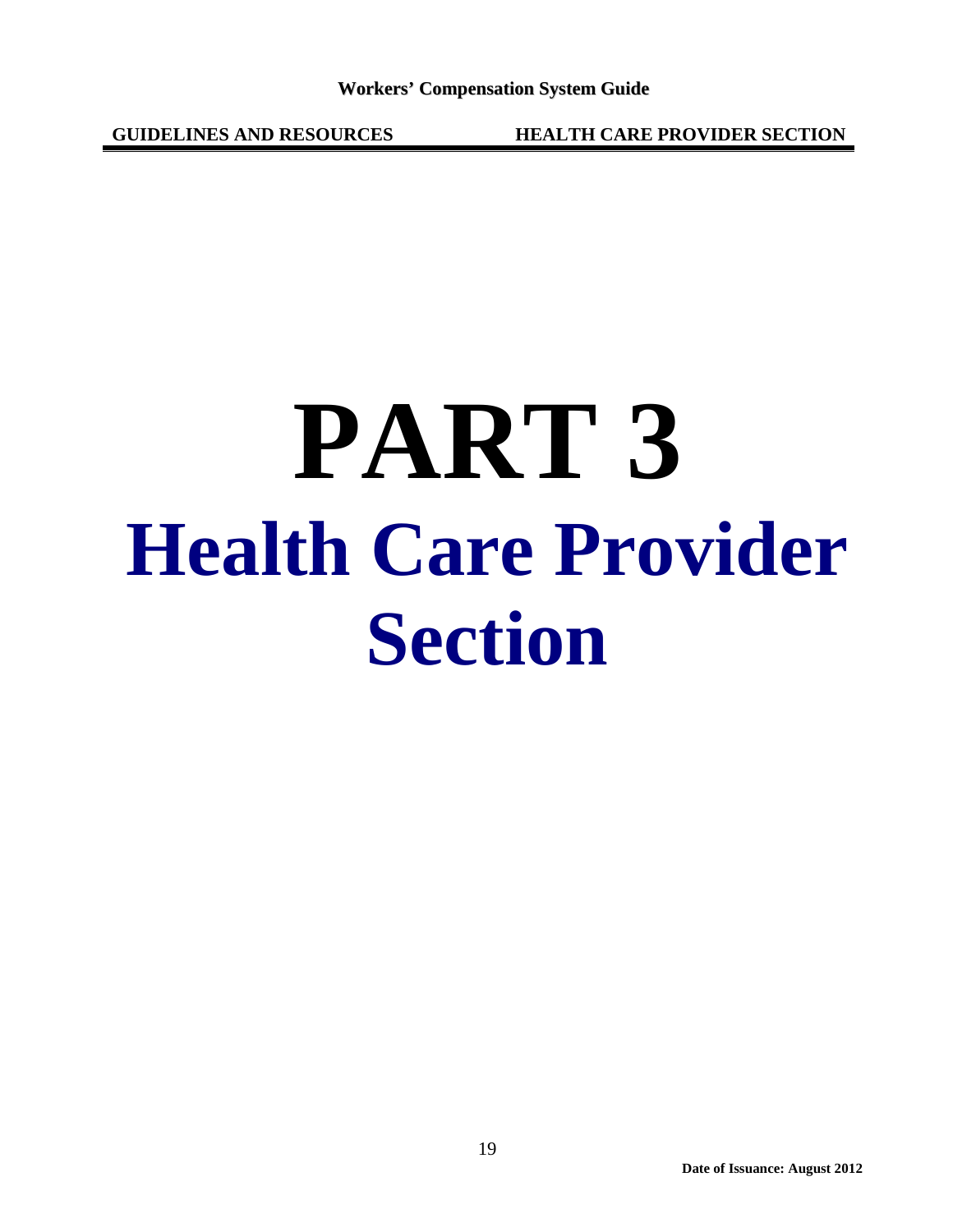# PART 3

# Health Care Provider Section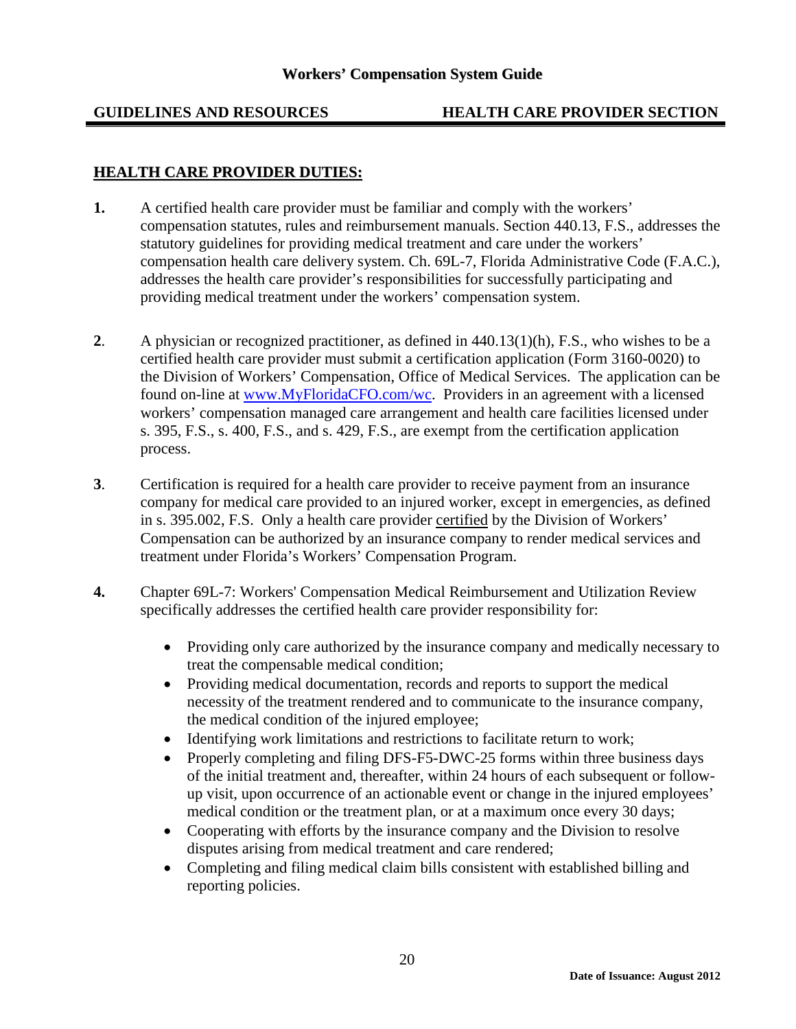## HEALTH CARE PROVIDER DUTIES:

**1.** A certified health care provider must be familiar and comply with the workers' compensation statutes, rules and reimbursement manuals. Section 440.13, F.S., addresses the statutory guidelines for providing medical treatment and care under the workers' compensation health care delivery system. Ch. 69L-7, Florida Administrative Code (F.A.C.), addresses the health care provider's responsibilities for successfully participating and providing medical treatment under the workers' compensation system.

**2**. A physician or recognized practitioner, as defined in 440.13(1)(h), F.S., who wishes to be a certified health care provider must submit a certification application (Form 3160-0020) to the Division of Workers' Compensation, Office of Medical Services. The application can be found on-line at [www.MyFloridaCFO.com/wc](www.MyFloridaCFO.com/wc). Providers in an agreement with a licensed workers' compensation managed care arrangement and health care facilities licensed under s. 395, F.S., s. 400, F.S., and s. 429, F.S., are exempt from the certification application process.

**3**. Certification is required for a health care provider to receive payment from an insurance company for medical care provided to an injured worker, except in emergencies, as defined in s. 395.002, F.S. Only a health care provider <u>certified</u> by the Division of Workers' Compensation can be authorized by an insurance company to render medical services and treatment under Florida's Workers' Compensation Program.

**4.** Chapter 69L-7: Workers' Compensation Medical Reimbursement and Utilization Review specifically addresses the certified health care provider responsibility for:

- Providing only care authorized by the insurance company and medically necessary to treat the compensable medical condition;
- Providing medical documentation, records and reports to support the medical necessity of the treatment rendered and to communicate to the insurance company, the medical condition of the injured employee;
- Identifying work limitations and restrictions to facilitate return to work;
- Properly completing and filing DFS-F5-DWC-25 forms within three business days of the initial treatment and, thereafter, within 24 hours of each subsequent or follow-up visit, upon occurrence of an actionable event or change in the injured employees' medical condition or the treatment plan, or at a maximum once every 30 days;
- Cooperating with efforts by the insurance company and the Division to resolve disputes arising from medical treatment and care rendered;
- Completing and filing medical claim bills consistent with established billing and reporting policies.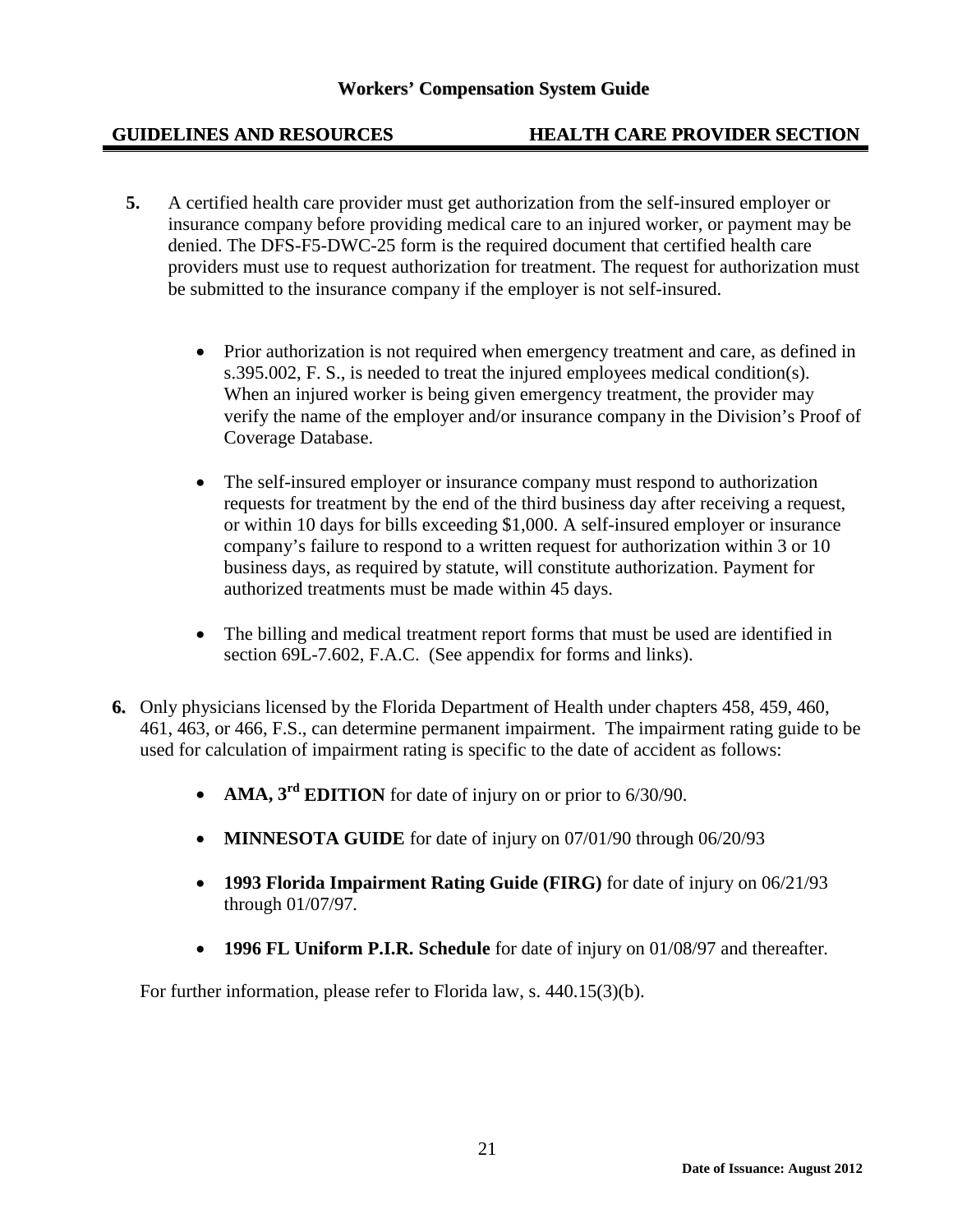5. A certified health care provider must get authorization from the self-insured employer or insurance company before providing medical care to an injured worker, or payment may be denied. The DFS-F5-DWC-25 form is the required document that certified health care providers must use to request authorization for treatment. The request for authorization must be submitted to the insurance company if the employer is not self-insured.

   - Prior authorization is not required when emergency treatment and care, as defined in s.395.002, F. S., is needed to treat the injured employees medical condition(s). When an injured worker is being given emergency treatment, the provider may verify the name of the employer and/or insurance company in the Division's Proof of Coverage Database.

   - The self-insured employer or insurance company must respond to authorization requests for treatment by the end of the third business day after receiving a request, or within 10 days for bills exceeding $1,000. A self-insured employer or insurance company's failure to respond to a written request for authorization within 3 or 10 business days, as required by statute, will constitute authorization. Payment for authorized treatments must be made within 45 days.

   - The billing and medical treatment report forms that must be used are identified in section 69L-7.602, F.A.C. (See appendix for forms and links).

6. Only physicians licensed by the Florida Department of Health under chapters 458, 459, 460, 461, 463, or 466, F.S., can determine permanent impairment. The impairment rating guide to be used for calculation of impairment rating is specific to the date of accident as follows:

   - **AMA, 3rd EDITION** for date of injury on or prior to 6/30/90.

   - **MINNESOTA GUIDE** for date of injury on 07/01/90 through 06/20/93

   - **1993 Florida Impairment Rating Guide (FIRG)** for date of injury on 06/21/93 through 01/07/97.

   - **1996 FL Uniform P.I.R. Schedule** for date of injury on 01/08/97 and thereafter.

   For further information, please refer to Florida law, s. 440.15(3)(b).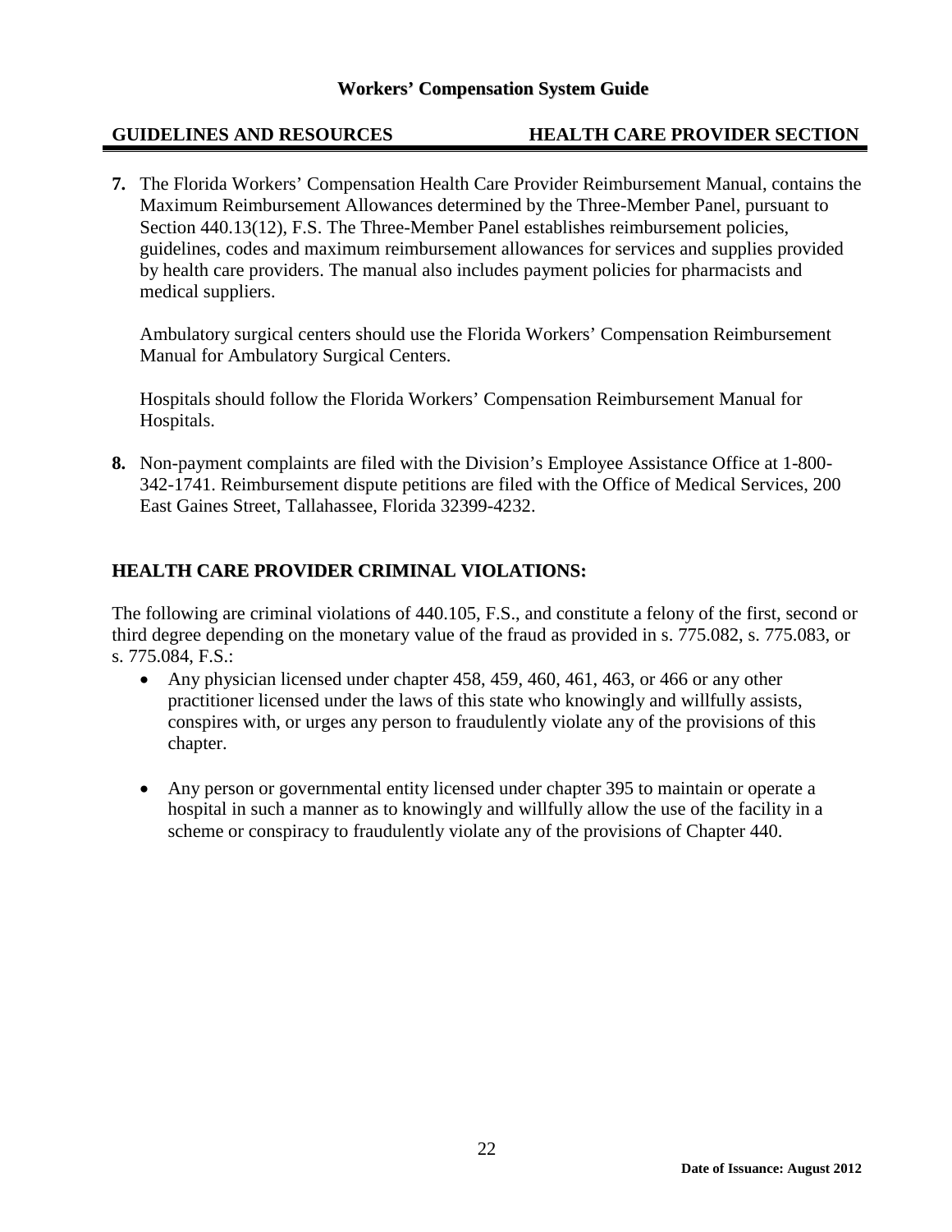7. The Florida Workers' Compensation Health Care Provider Reimbursement Manual, contains the Maximum Reimbursement Allowances determined by the Three-Member Panel, pursuant to Section 440.13(12), F.S. The Three-Member Panel establishes reimbursement policies, guidelines, codes and maximum reimbursement allowances for services and supplies provided by health care providers. The manual also includes payment policies for pharmacists and medical suppliers.

   Ambulatory surgical centers should use the Florida Workers' Compensation Reimbursement Manual for Ambulatory Surgical Centers.

   Hospitals should follow the Florida Workers' Compensation Reimbursement Manual for Hospitals.

8. Non-payment complaints are filed with the Division's Employee Assistance Office at 1-800-342-1741. Reimbursement dispute petitions are filed with the Office of Medical Services, 200 East Gaines Street, Tallahassee, Florida 32399-4232.

## HEALTH CARE PROVIDER CRIMINAL VIOLATIONS:

The following are criminal violations of 440.105, F.S., and constitute a felony of the first, second or third degree depending on the monetary value of the fraud as provided in s. 775.082, s. 775.083, or s. 775.084, F.S.:

- Any physician licensed under chapter 458, 459, 460, 461, 463, or 466 or any other practitioner licensed under the laws of this state who knowingly and willfully assists, conspires with, or urges any person to fraudulently violate any of the provisions of this chapter.

- Any person or governmental entity licensed under chapter 395 to maintain or operate a hospital in such a manner as to knowingly and willfully allow the use of the facility in a scheme or conspiracy to fraudulently violate any of the provisions of Chapter 440.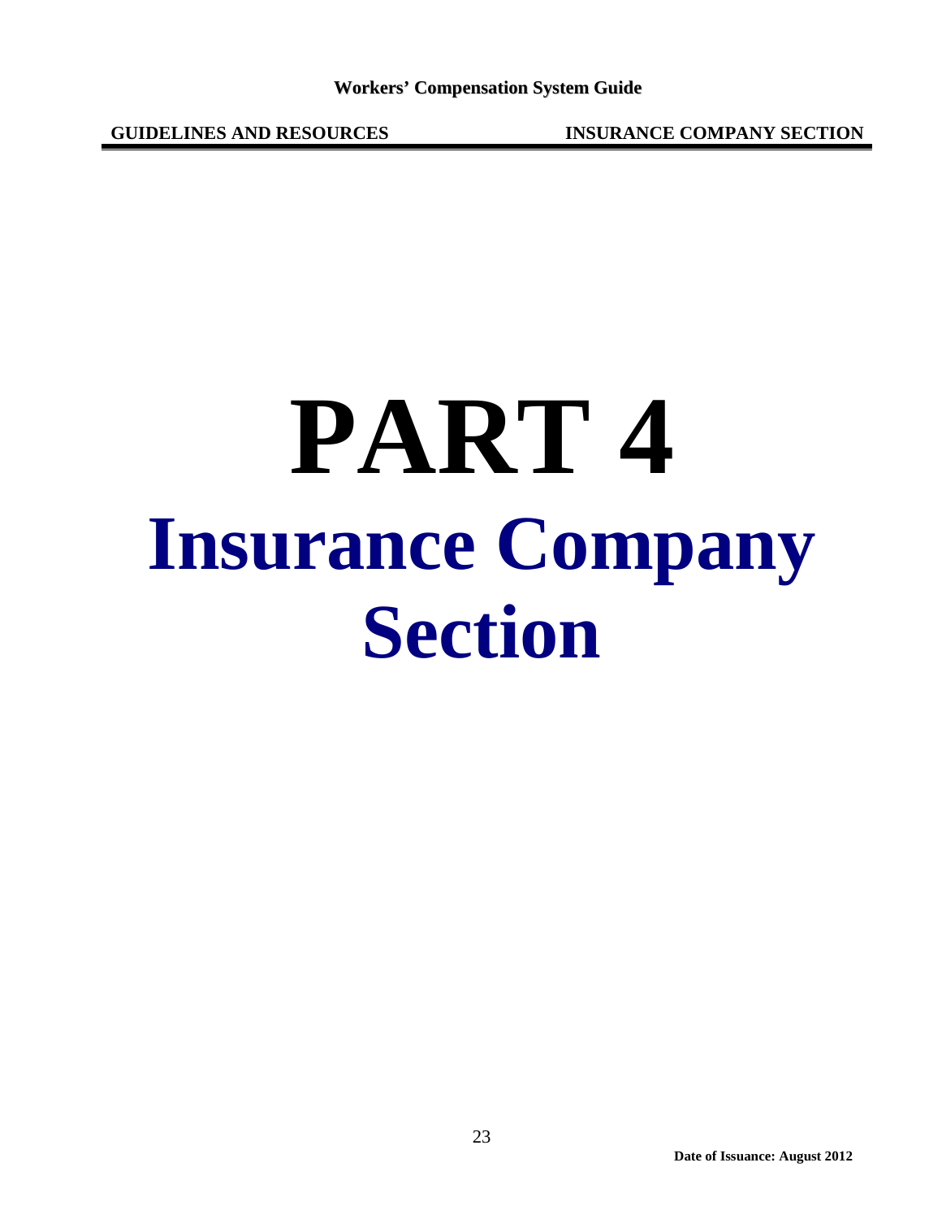# PART 4

# Insurance Company Section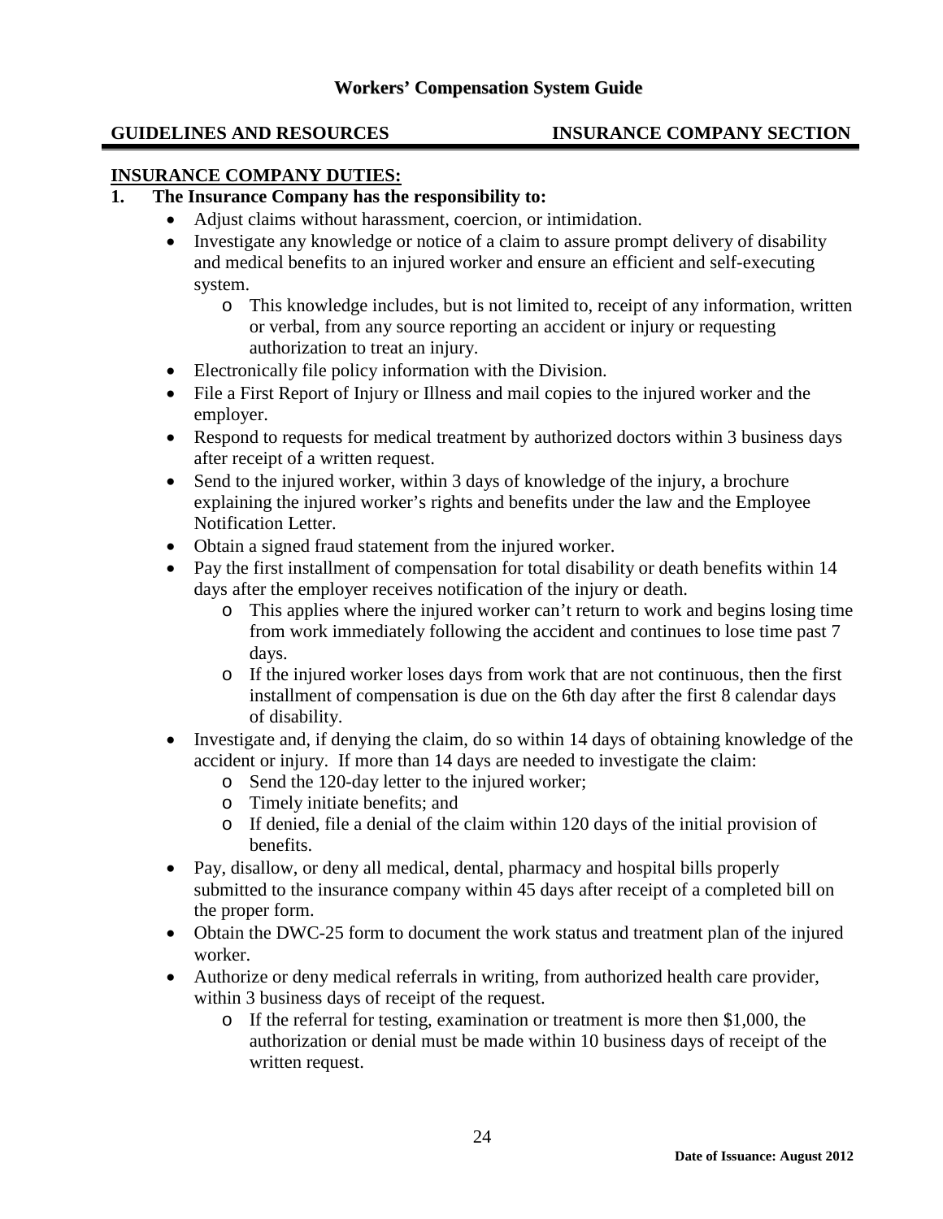## INSURANCE COMPANY DUTIES:

**1. The Insurance Company has the responsibility to:**

- Adjust claims without harassment, coercion, or intimidation.
- Investigate any knowledge or notice of a claim to assure prompt delivery of disability and medical benefits to an injured worker and ensure an efficient and self-executing system.
    - This knowledge includes, but is not limited to, receipt of any information, written or verbal, from any source reporting an accident or injury or requesting authorization to treat an injury.
- Electronically file policy information with the Division.
- File a First Report of Injury or Illness and mail copies to the injured worker and the employer.
- Respond to requests for medical treatment by authorized doctors within 3 business days after receipt of a written request.
- Send to the injured worker, within 3 days of knowledge of the injury, a brochure explaining the injured worker's rights and benefits under the law and the Employee Notification Letter.
- Obtain a signed fraud statement from the injured worker.
- Pay the first installment of compensation for total disability or death benefits within 14 days after the employer receives notification of the injury or death.
    - This applies where the injured worker can't return to work and begins losing time from work immediately following the accident and continues to lose time past 7 days.
    - If the injured worker loses days from work that are not continuous, then the first installment of compensation is due on the 6th day after the first 8 calendar days of disability.
- Investigate and, if denying the claim, do so within 14 days of obtaining knowledge of the accident or injury. If more than 14 days are needed to investigate the claim:
    - Send the 120-day letter to the injured worker;
    - Timely initiate benefits; and
    - If denied, file a denial of the claim within 120 days of the initial provision of benefits.
- Pay, disallow, or deny all medical, dental, pharmacy and hospital bills properly submitted to the insurance company within 45 days after receipt of a completed bill on the proper form.
- Obtain the DWC-25 form to document the work status and treatment plan of the injured worker.
- Authorize or deny medical referrals in writing, from authorized health care provider, within 3 business days of receipt of the request.
    - If the referral for testing, examination or treatment is more then $1,000, the authorization or denial must be made within 10 business days of receipt of the written request.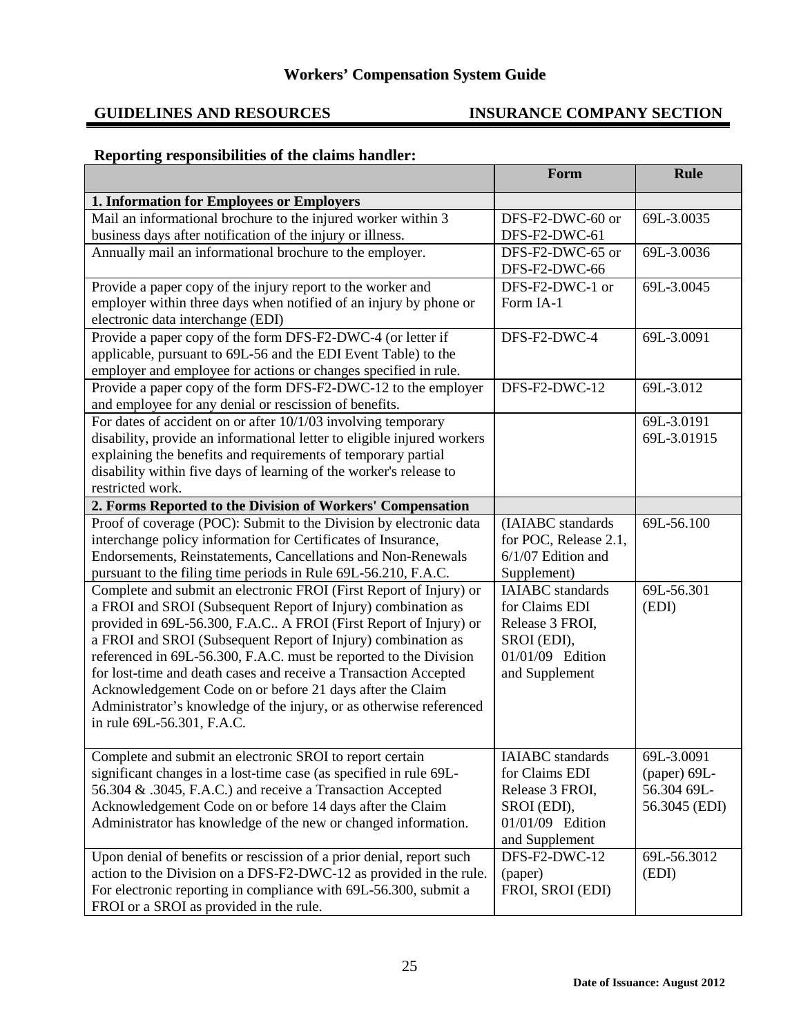# Workers' Compensation System Guide

**GUIDELINES AND RESOURCES** **INSURANCE COMPANY SECTION**

### Reporting responsibilities of the claims handler:

| | Form | Rule |
|---|---|---|
| **1. Information for Employees or Employers** | | |
| Mail an informational brochure to the injured worker within 3 business days after notification of the injury or illness. | DFS-F2-DWC-60 or DFS-F2-DWC-61 | 69L-3.0035 |
| Annually mail an informational brochure to the employer. | DFS-F2-DWC-65 or DFS-F2-DWC-66 | 69L-3.0036 |
| Provide a paper copy of the injury report to the worker and employer within three days when notified of an injury by phone or electronic data interchange (EDI) | DFS-F2-DWC-1 or Form IA-1 | 69L-3.0045 |
| Provide a paper copy of the form DFS-F2-DWC-4 (or letter if applicable, pursuant to 69L-56 and the EDI Event Table) to the employer and employee for actions or changes specified in rule. | DFS-F2-DWC-4 | 69L-3.0091 |
| Provide a paper copy of the form DFS-F2-DWC-12 to the employer and employee for any denial or rescission of benefits. | DFS-F2-DWC-12 | 69L-3.012 |
| For dates of accident on or after 10/1/03 involving temporary disability, provide an informational letter to eligible injured workers explaining the benefits and requirements of temporary partial disability within five days of learning of the worker's release to restricted work. | | 69L-3.0191 69L-3.01915 |
| **2. Forms Reported to the Division of Workers' Compensation** | | |
| Proof of coverage (POC): Submit to the Division by electronic data interchange policy information for Certificates of Insurance, Endorsements, Reinstatements, Cancellations and Non-Renewals pursuant to the filing time periods in Rule 69L-56.210, F.A.C. | (IAIABC standards for POC, Release 2.1, 6/1/07 Edition and Supplement) | 69L-56.100 |
| Complete and submit an electronic FROI (First Report of Injury) or a FROI and SROI (Subsequent Report of Injury) combination as provided in 69L-56.300, F.A.C.. A FROI (First Report of Injury) or a FROI and SROI (Subsequent Report of Injury) combination as referenced in 69L-56.300, F.A.C. must be reported to the Division for lost-time and death cases and receive a Transaction Accepted Acknowledgement Code on or before 21 days after the Claim Administrator's knowledge of the injury, or as otherwise referenced in rule 69L-56.301, F.A.C. | IAIABC standards for Claims EDI Release 3 FROI, SROI (EDI), 01/01/09 Edition and Supplement | 69L-56.301 (EDI) |
| Complete and submit an electronic SROI to report certain significant changes in a lost-time case (as specified in rule 69L-56.304 & .3045, F.A.C.) and receive a Transaction Accepted Acknowledgement Code on or before 14 days after the Claim Administrator has knowledge of the new or changed information. | IAIABC standards for Claims EDI Release 3 FROI, SROI (EDI), 01/01/09 Edition and Supplement | 69L-3.0091 (paper) 69L-56.304 69L-56.3045 (EDI) |
| Upon denial of benefits or rescission of a prior denial, report such action to the Division on a DFS-F2-DWC-12 as provided in the rule. For electronic reporting in compliance with 69L-56.300, submit a FROI or a SROI as provided in the rule. | DFS-F2-DWC-12 (paper) FROI, SROI (EDI) | 69L-56.3012 (EDI) |

**Date of Issuance: August 2012**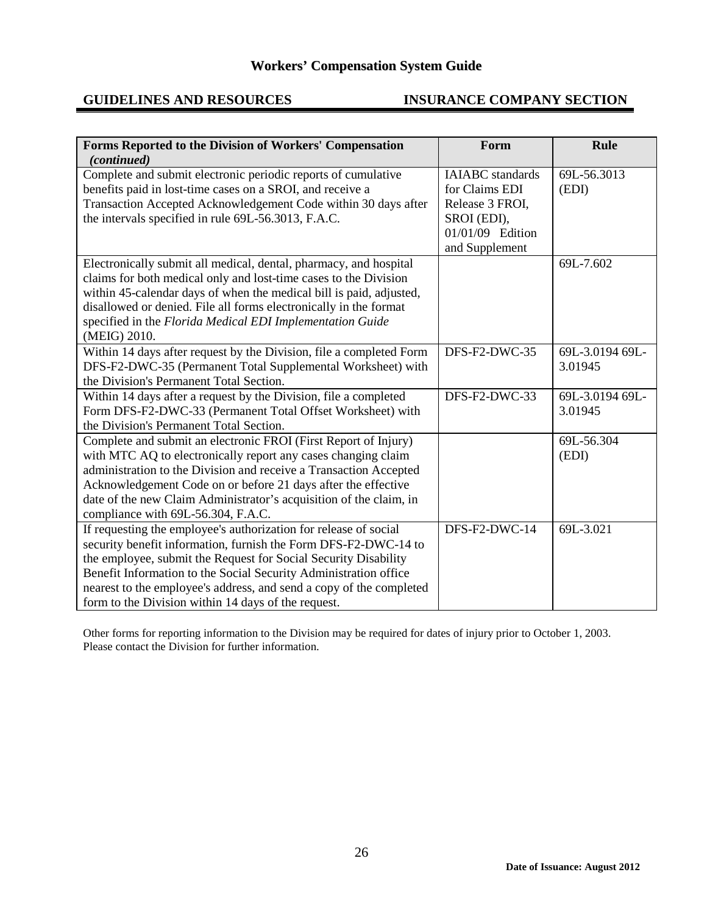| Forms Reported to the Division of Workers' Compensation *(continued)* | Form | Rule |
|---|---|---|
| Complete and submit electronic periodic reports of cumulative benefits paid in lost-time cases on a SROI, and receive a Transaction Accepted Acknowledgement Code within 30 days after the intervals specified in rule 69L-56.3013, F.A.C. | IAIABC standards for Claims EDI Release 3 FROI, SROI (EDI), 01/01/09 Edition and Supplement | 69L-56.3013 (EDI) |
| Electronically submit all medical, dental, pharmacy, and hospital claims for both medical only and lost-time cases to the Division within 45-calendar days of when the medical bill is paid, adjusted, disallowed or denied. File all forms electronically in the format specified in the *Florida Medical EDI Implementation Guide* (MEIG) 2010. | | 69L-7.602 |
| Within 14 days after request by the Division, file a completed Form DFS-F2-DWC-35 (Permanent Total Supplemental Worksheet) with the Division's Permanent Total Section. | DFS-F2-DWC-35 | 69L-3.0194 69L-3.01945 |
| Within 14 days after a request by the Division, file a completed Form DFS-F2-DWC-33 (Permanent Total Offset Worksheet) with the Division's Permanent Total Section. | DFS-F2-DWC-33 | 69L-3.0194 69L-3.01945 |
| Complete and submit an electronic FROI (First Report of Injury) with MTC AQ to electronically report any cases changing claim administration to the Division and receive a Transaction Accepted Acknowledgement Code on or before 21 days after the effective date of the new Claim Administrator's acquisition of the claim, in compliance with 69L-56.304, F.A.C. | | 69L-56.304 (EDI) |
| If requesting the employee's authorization for release of social security benefit information, furnish the Form DFS-F2-DWC-14 to the employee, submit the Request for Social Security Disability Benefit Information to the Social Security Administration office nearest to the employee's address, and send a copy of the completed form to the Division within 14 days of the request. | DFS-F2-DWC-14 | 69L-3.021 |

Other forms for reporting information to the Division may be required for dates of injury prior to October 1, 2003. Please contact the Division for further information.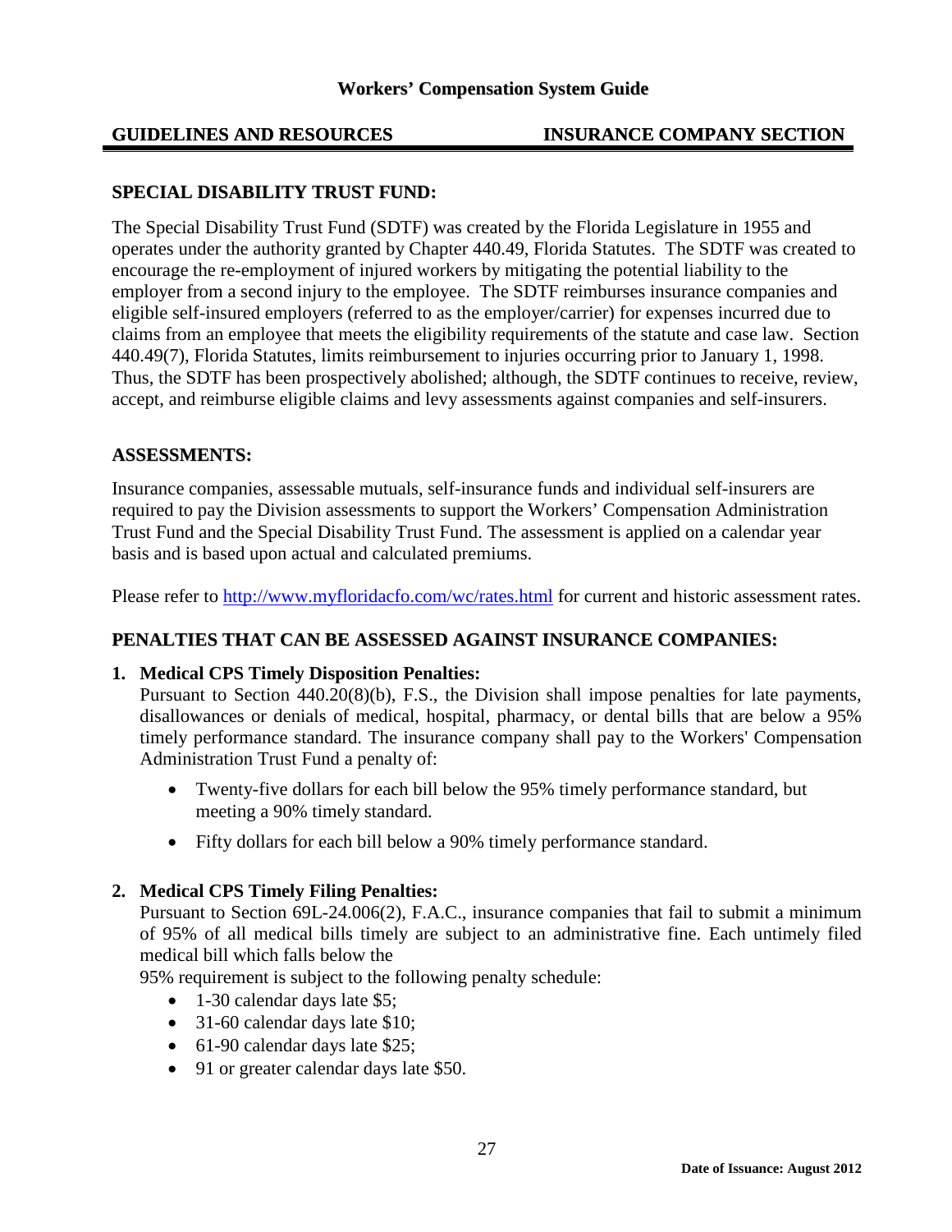## SPECIAL DISABILITY TRUST FUND:

The Special Disability Trust Fund (SDTF) was created by the Florida Legislature in 1955 and operates under the authority granted by Chapter 440.49, Florida Statutes. The SDTF was created to encourage the re-employment of injured workers by mitigating the potential liability to the employer from a second injury to the employee. The SDTF reimburses insurance companies and eligible self-insured employers (referred to as the employer/carrier) for expenses incurred due to claims from an employee that meets the eligibility requirements of the statute and case law. Section 440.49(7), Florida Statutes, limits reimbursement to injuries occurring prior to January 1, 1998. Thus, the SDTF has been prospectively abolished; although, the SDTF continues to receive, review, accept, and reimburse eligible claims and levy assessments against companies and self-insurers.

## ASSESSMENTS:

Insurance companies, assessable mutuals, self-insurance funds and individual self-insurers are required to pay the Division assessments to support the Workers' Compensation Administration Trust Fund and the Special Disability Trust Fund. The assessment is applied on a calendar year basis and is based upon actual and calculated premiums.

Please refer to [http://www.myfloridacfo.com/wc/rates.html](http://www.myfloridacfo.com/wc/rates.html) for current and historic assessment rates.

## PENALTIES THAT CAN BE ASSESSED AGAINST INSURANCE COMPANIES:

1. **Medical CPS Timely Disposition Penalties:**
   Pursuant to Section 440.20(8)(b), F.S., the Division shall impose penalties for late payments, disallowances or denials of medical, hospital, pharmacy, or dental bills that are below a 95% timely performance standard. The insurance company shall pay to the Workers' Compensation Administration Trust Fund a penalty of:

   - Twenty-five dollars for each bill below the 95% timely performance standard, but meeting a 90% timely standard.
   - Fifty dollars for each bill below a 90% timely performance standard.

2. **Medical CPS Timely Filing Penalties:**
   Pursuant to Section 69L-24.006(2), F.A.C., insurance companies that fail to submit a minimum of 95% of all medical bills timely are subject to an administrative fine. Each untimely filed medical bill which falls below the 95% requirement is subject to the following penalty schedule:
   - 1-30 calendar days late $5;
   - 31-60 calendar days late $10;
   - 61-90 calendar days late $25;
   - 91 or greater calendar days late $50.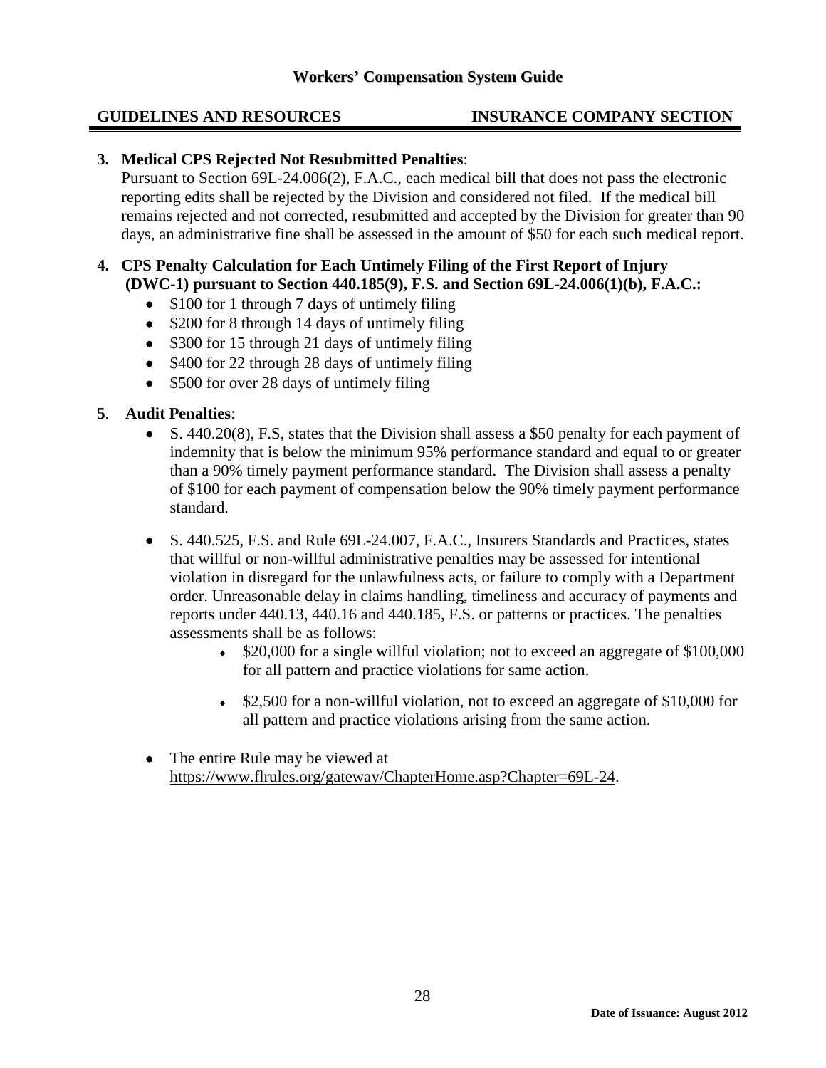**3. Medical CPS Rejected Not Resubmitted Penalties**:

Pursuant to Section 69L-24.006(2), F.A.C., each medical bill that does not pass the electronic reporting edits shall be rejected by the Division and considered not filed. If the medical bill remains rejected and not corrected, resubmitted and accepted by the Division for greater than 90 days, an administrative fine shall be assessed in the amount of $50 for each such medical report.

**4. CPS Penalty Calculation for Each Untimely Filing of the First Report of Injury (DWC-1) pursuant to Section 440.185(9), F.S. and Section 69L-24.006(1)(b), F.A.C.:**

- $100 for 1 through 7 days of untimely filing
- $200 for 8 through 14 days of untimely filing
- $300 for 15 through 21 days of untimely filing
- $400 for 22 through 28 days of untimely filing
- $500 for over 28 days of untimely filing

**5. Audit Penalties**:

- S. 440.20(8), F.S, states that the Division shall assess a $50 penalty for each payment of indemnity that is below the minimum 95% performance standard and equal to or greater than a 90% timely payment performance standard. The Division shall assess a penalty of $100 for each payment of compensation below the 90% timely payment performance standard.

- S. 440.525, F.S. and Rule 69L-24.007, F.A.C., Insurers Standards and Practices, states that willful or non-willful administrative penalties may be assessed for intentional violation in disregard for the unlawfulness acts, or failure to comply with a Department order. Unreasonable delay in claims handling, timeliness and accuracy of payments and reports under 440.13, 440.16 and 440.185, F.S. or patterns or practices. The penalties assessments shall be as follows:
    - $20,000 for a single willful violation; not to exceed an aggregate of $100,000 for all pattern and practice violations for same action.
    - $2,500 for a non-willful violation, not to exceed an aggregate of $10,000 for all pattern and practice violations arising from the same action.

- The entire Rule may be viewed at https://www.flrules.org/gateway/ChapterHome.asp?Chapter=69L-24.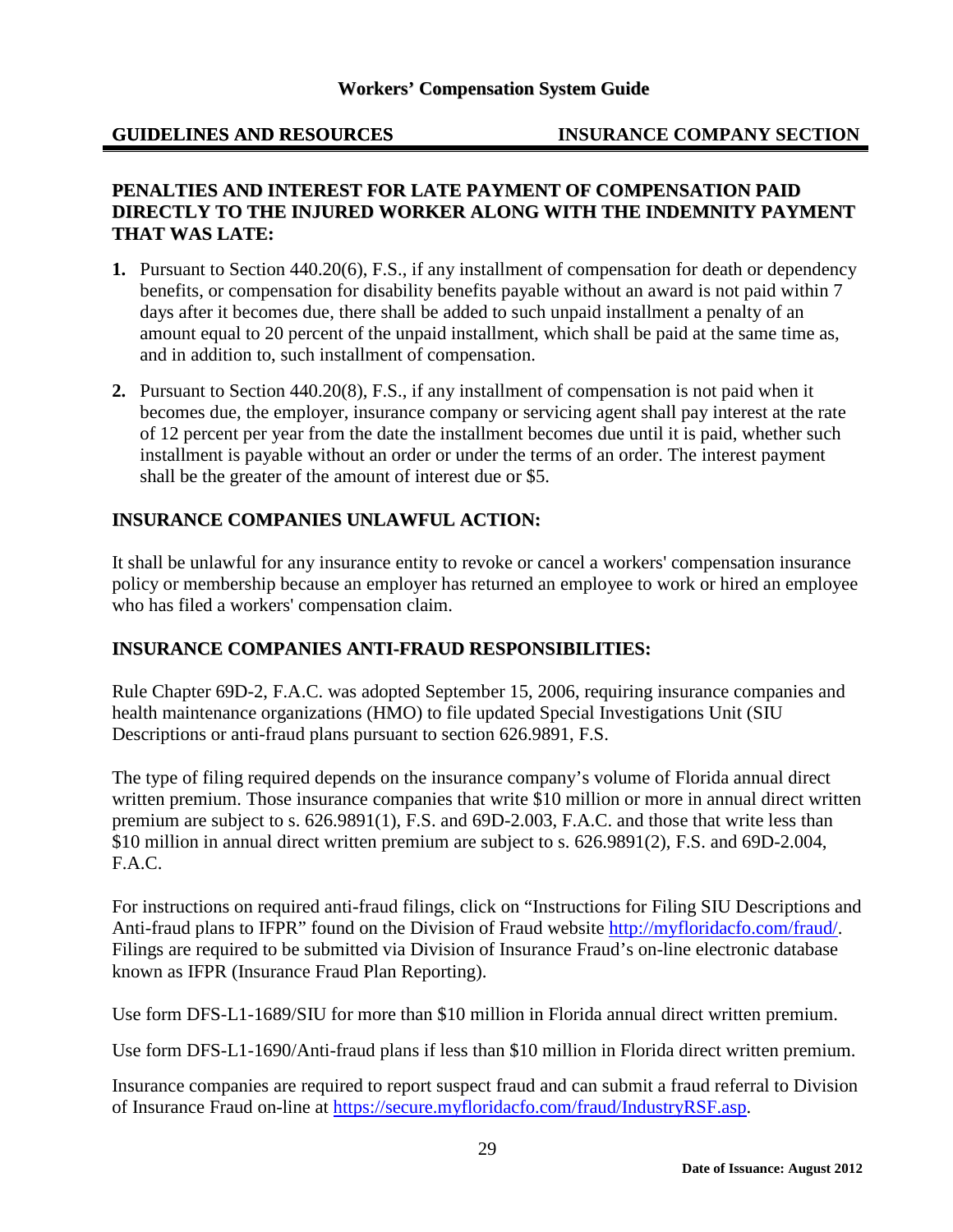## PENALTIES AND INTEREST FOR LATE PAYMENT OF COMPENSATION PAID DIRECTLY TO THE INJURED WORKER ALONG WITH THE INDEMNITY PAYMENT THAT WAS LATE:

1. Pursuant to Section 440.20(6), F.S., if any installment of compensation for death or dependency benefits, or compensation for disability benefits payable without an award is not paid within 7 days after it becomes due, there shall be added to such unpaid installment a penalty of an amount equal to 20 percent of the unpaid installment, which shall be paid at the same time as, and in addition to, such installment of compensation.

2. Pursuant to Section 440.20(8), F.S., if any installment of compensation is not paid when it becomes due, the employer, insurance company or servicing agent shall pay interest at the rate of 12 percent per year from the date the installment becomes due until it is paid, whether such installment is payable without an order or under the terms of an order. The interest payment shall be the greater of the amount of interest due or $5.

## INSURANCE COMPANIES UNLAWFUL ACTION:

It shall be unlawful for any insurance entity to revoke or cancel a workers' compensation insurance policy or membership because an employer has returned an employee to work or hired an employee who has filed a workers' compensation claim.

## INSURANCE COMPANIES ANTI-FRAUD RESPONSIBILITIES:

Rule Chapter 69D-2, F.A.C. was adopted September 15, 2006, requiring insurance companies and health maintenance organizations (HMO) to file updated Special Investigations Unit (SIU Descriptions or anti-fraud plans pursuant to section 626.9891, F.S.

The type of filing required depends on the insurance company's volume of Florida annual direct written premium. Those insurance companies that write $10 million or more in annual direct written premium are subject to s. 626.9891(1), F.S. and 69D-2.003, F.A.C. and those that write less than $10 million in annual direct written premium are subject to s. 626.9891(2), F.S. and 69D-2.004, F.A.C.

For instructions on required anti-fraud filings, click on "Instructions for Filing SIU Descriptions and Anti-fraud plans to IFPR" found on the Division of Fraud website http://myfloridacfo.com/fraud/. Filings are required to be submitted via Division of Insurance Fraud's on-line electronic database known as IFPR (Insurance Fraud Plan Reporting).

Use form DFS-L1-1689/SIU for more than $10 million in Florida annual direct written premium.

Use form DFS-L1-1690/Anti-fraud plans if less than $10 million in Florida direct written premium.

Insurance companies are required to report suspect fraud and can submit a fraud referral to Division of Insurance Fraud on-line at https://secure.myfloridacfo.com/fraud/IndustryRSF.asp.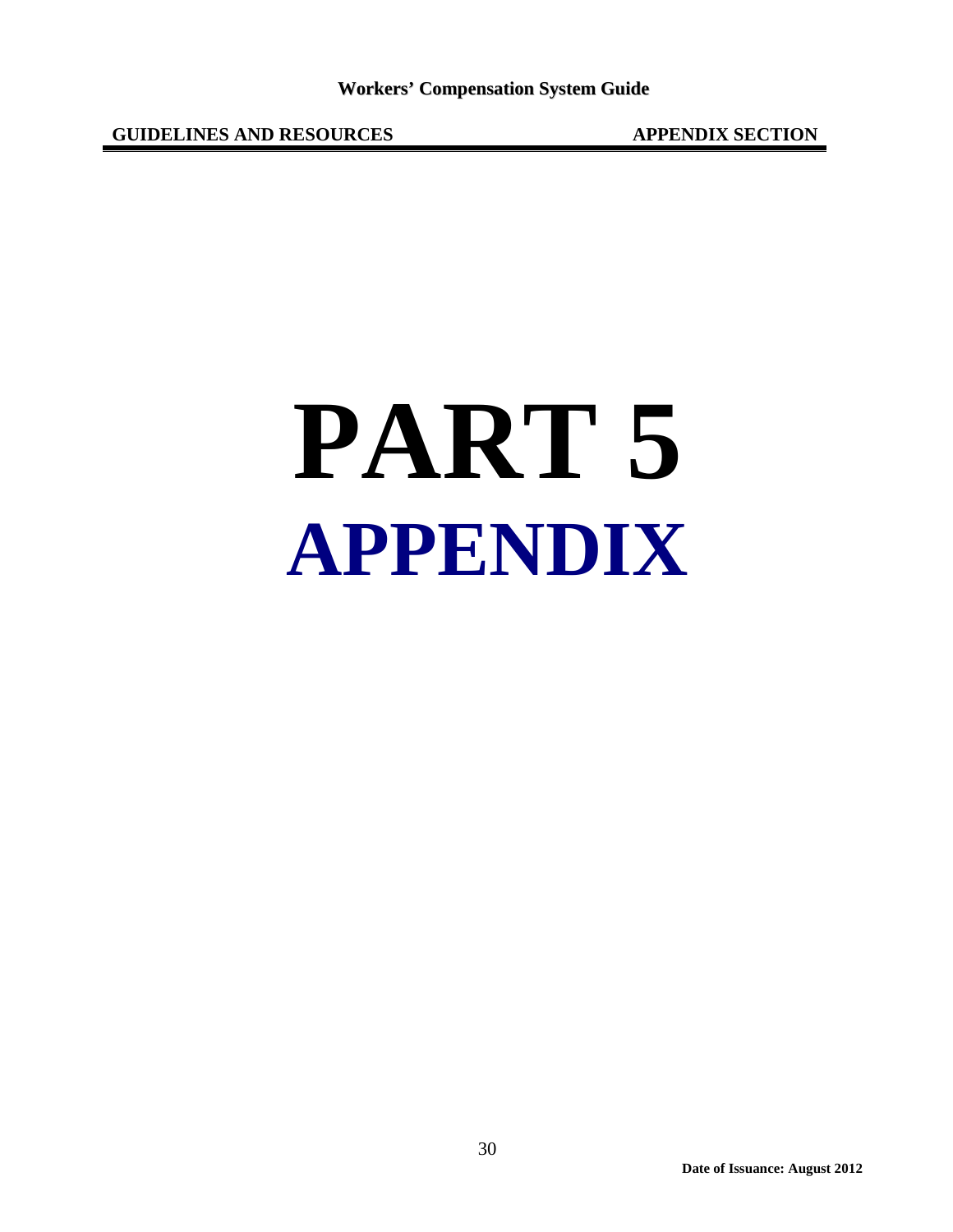# PART 5

# APPENDIX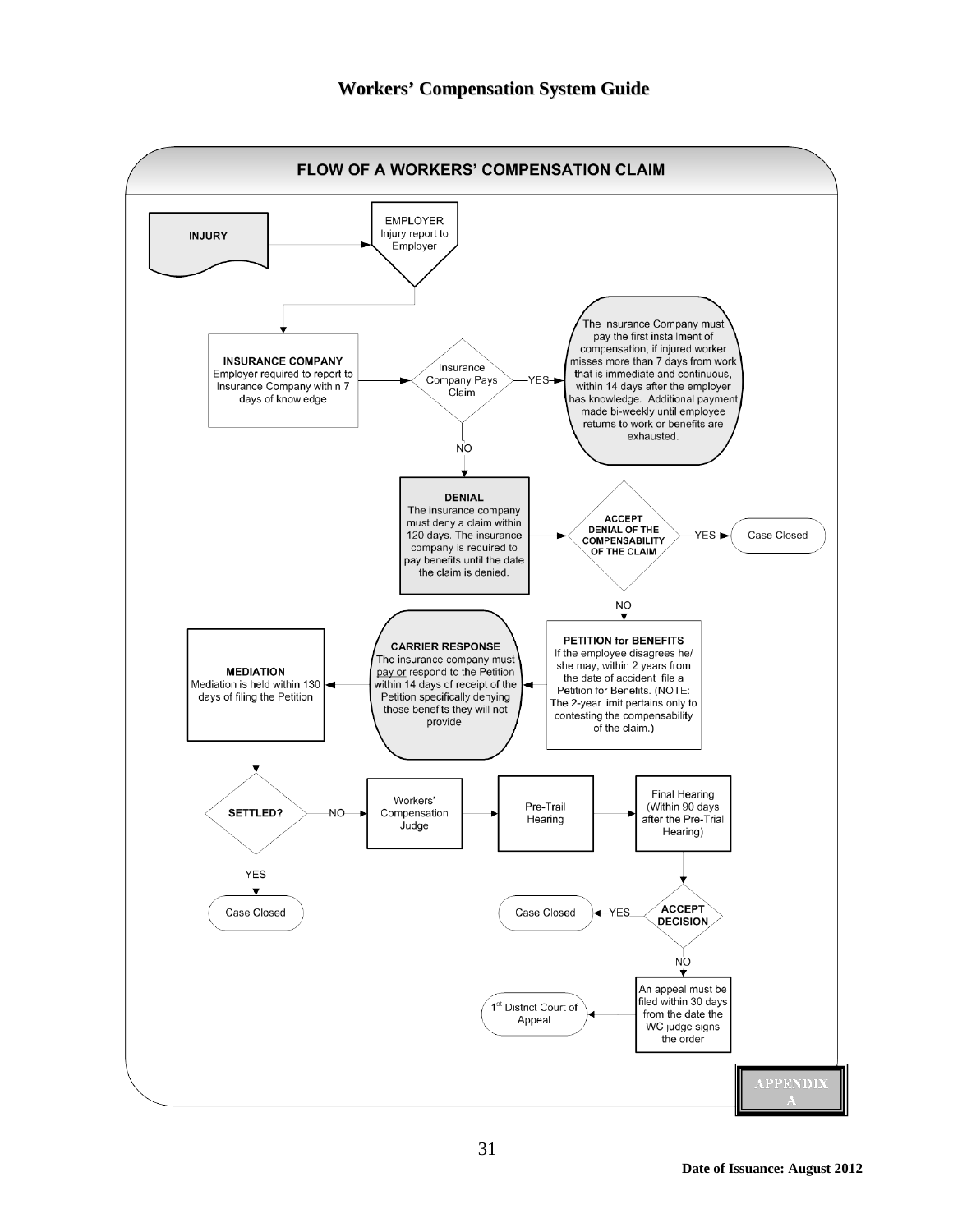# Workers' Compensation System Guide

## FLOW OF A WORKERS' COMPENSATION CLAIM

**INJURY** → **EMPLOYER** Injury report to Employer

**INSURANCE COMPANY**
Employer required to report to Insurance Company within 7 days of knowledge

→ Insurance Company Pays Claim

YES → The Insurance Company must pay the first installment of compensation, if injured worker misses more than 7 days from work that is immediate and continuous, within 14 days after the employer has knowledge. Additional payment made bi-weekly until employee returns to work or benefits are exhausted.

NO ↓

**DENIAL**
The insurance company must deny a claim within 120 days. The insurance company is required to pay benefits until the date the claim is denied.

→ **ACCEPT DENIAL OF THE COMPENSABILITY OF THE CLAIM**

YES → Case Closed

NO ↓

**PETITION for BENEFITS**
If the employee disagrees he/she may, within 2 years from the date of accident file a Petition for Benefits. (NOTE: The 2-year limit pertains only to contesting the compensability of the claim.)

→ **CARRIER RESPONSE**
The insurance company must pay or respond to the Petition within 14 days of receipt of the Petition specifically denying those benefits they will not provide.

→ **MEDIATION**
Mediation is held within 130 days of filing the Petition

↓

**SETTLED?**

YES → Case Closed

NO → Workers' Compensation Judge → Pre-Trail Hearing → Final Hearing (Within 90 days after the Pre-Trial Hearing)

↓

**ACCEPT DECISION**

YES → Case Closed

NO ↓

An appeal must be filed within 30 days from the date the WC judge signs the order → 1st District Court of Appeal

**APPENDIX A**

**Date of Issuance: August 2012**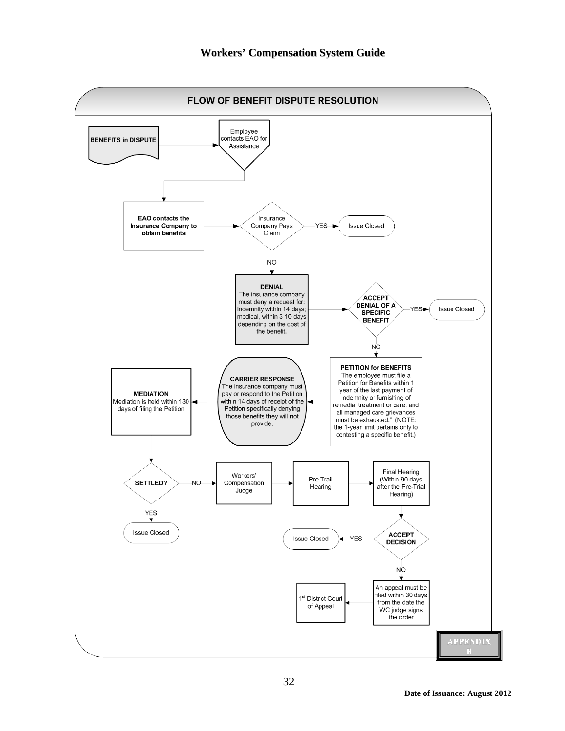# FLOW OF BENEFIT DISPUTE RESOLUTION

**BENEFITS in DISPUTE** → Employee contacts EAO for Assistance

**EAO contacts the Insurance Company to obtain benefits** → Insurance Company Pays Claim

- YES → Issue Closed
- NO → **DENIAL**

**DENIAL**
The insurance company must deny a request for: indemnity within 14 days; medical, within 3-10 days depending on the cost of the benefit.

→ **ACCEPT DENIAL OF A SPECIFIC BENEFIT**

- YES → Issue Closed
- NO → **PETITION for BENEFITS**

**PETITION for BENEFITS**
The employee must file a Petition for Benefits within 1 year of the last payment of indemnity or furnishing of remedial treatment or care, and all managed care grievances must be exhausted." (NOTE: the 1-year limit pertains only to contesting a specific benefit.)

→ **CARRIER RESPONSE**
The insurance company must pay or respond to the Petition within 14 days of receipt of the Petition specifically denying those benefits they will not provide.

→ **MEDIATION**
Mediation is held within 130 days of filing the Petition

→ **SETTLED?**

- YES → Issue Closed
- NO → Workers' Compensation Judge → Pre-Trail Hearing → Final Hearing (Within 90 days after the Pre-Trial Hearing)

→ **ACCEPT DECISION**

- YES → Issue Closed
- NO → An appeal must be filed within 30 days from the date the WC judge signs the order → 1st District Court of Appeal

**APPENDIX B**

Date of Issuance: August 2012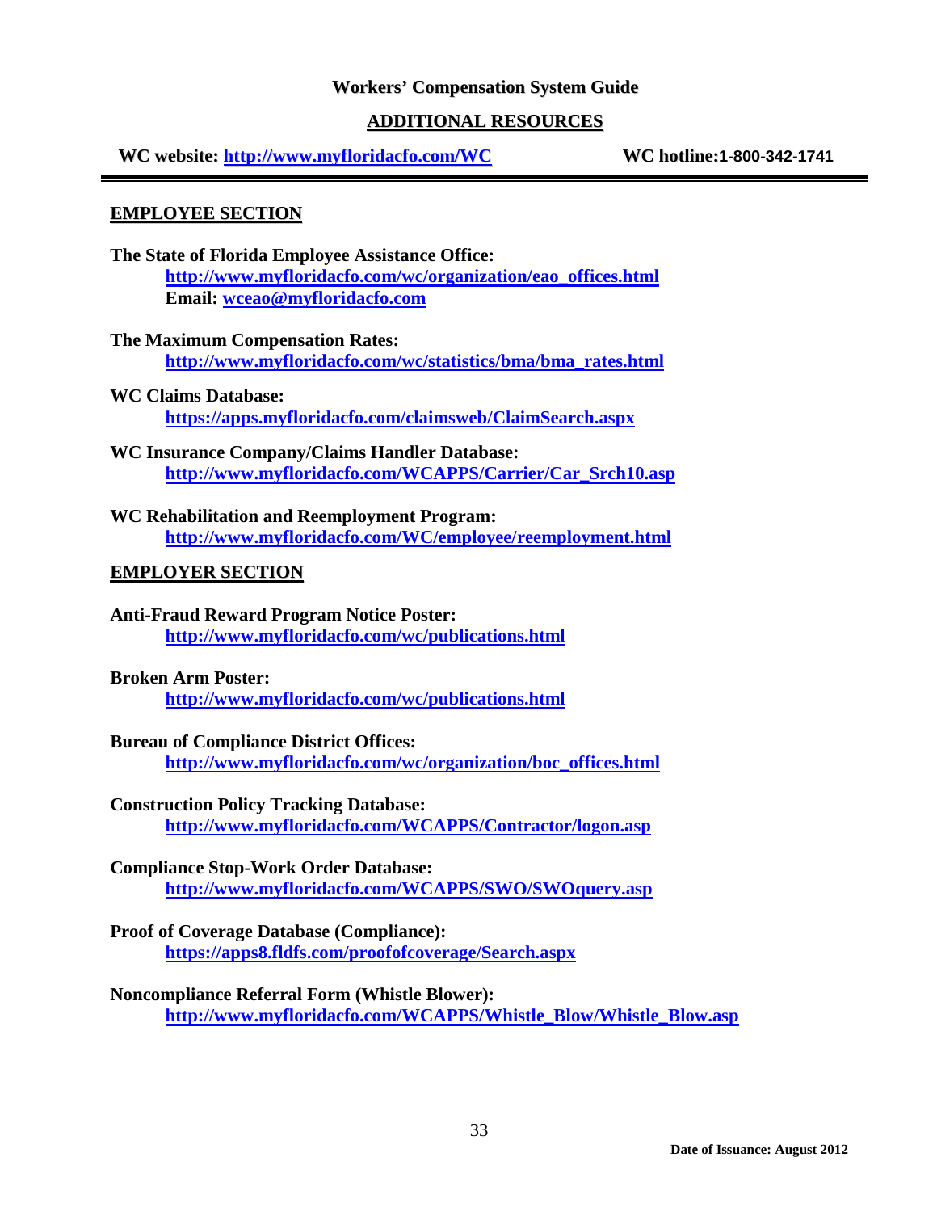**Workers' Compensation System Guide**

## ADDITIONAL RESOURCES

**WC website: http://www.myfloridacfo.com/WC** **WC hotline: 1-800-342-1741**

### EMPLOYEE SECTION

**The State of Florida Employee Assistance Office:**
**http://www.myfloridacfo.com/wc/organization/eao_offices.html**
**Email: wceao@myfloridacfo.com**

**The Maximum Compensation Rates:**
**http://www.myfloridacfo.com/wc/statistics/bma/bma_rates.html**

**WC Claims Database:**
**https://apps.myfloridacfo.com/claimsweb/ClaimSearch.aspx**

**WC Insurance Company/Claims Handler Database:**
**http://www.myfloridacfo.com/WCAPPS/Carrier/Car_Srch10.asp**

**WC Rehabilitation and Reemployment Program:**
**http://www.myfloridacfo.com/WC/employee/reemployment.html**

### EMPLOYER SECTION

**Anti-Fraud Reward Program Notice Poster:**
**http://www.myfloridacfo.com/wc/publications.html**

**Broken Arm Poster:**
**http://www.myfloridacfo.com/wc/publications.html**

**Bureau of Compliance District Offices:**
**http://www.myfloridacfo.com/wc/organization/boc_offices.html**

**Construction Policy Tracking Database:**
**http://www.myfloridacfo.com/WCAPPS/Contractor/logon.asp**

**Compliance Stop-Work Order Database:**
**http://www.myfloridacfo.com/WCAPPS/SWO/SWOquery.asp**

**Proof of Coverage Database (Compliance):**
**https://apps8.fldfs.com/proofofcoverage/Search.aspx**

**Noncompliance Referral Form (Whistle Blower):**
**http://www.myfloridacfo.com/WCAPPS/Whistle_Blow/Whistle_Blow.asp**

**Date of Issuance: August 2012**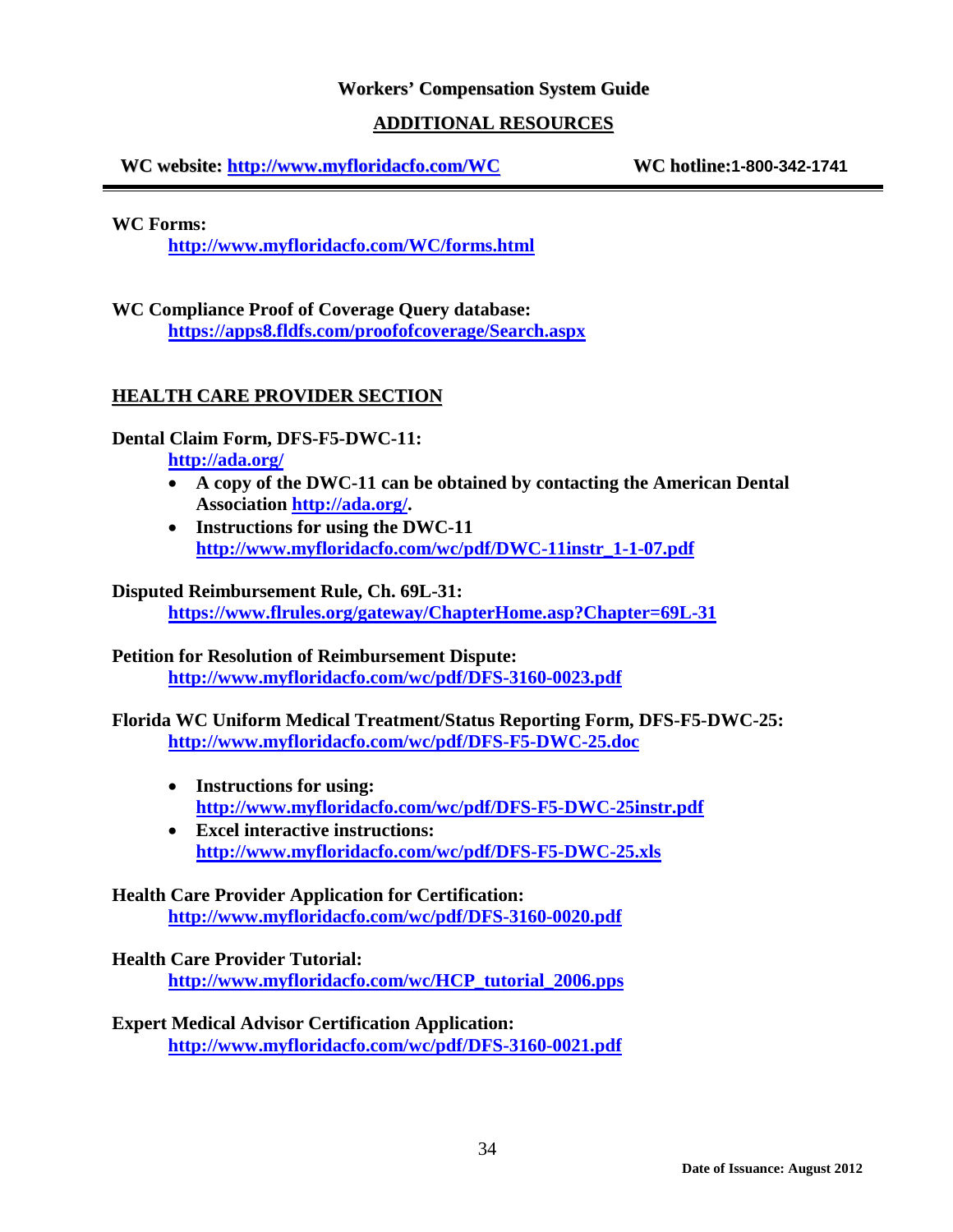**Workers' Compensation System Guide**

## ADDITIONAL RESOURCES

**WC website: http://www.myfloridacfo.com/WC** **WC hotline:1-800-342-1741**

---

**WC Forms:**

**http://www.myfloridacfo.com/WC/forms.html**

**WC Compliance Proof of Coverage Query database:**

**https://apps8.fldfs.com/proofofcoverage/Search.aspx**

## HEALTH CARE PROVIDER SECTION

**Dental Claim Form, DFS-F5-DWC-11:**

**http://ada.org/**

- **A copy of the DWC-11 can be obtained by contacting the American Dental Association http://ada.org/.**
- **Instructions for using the DWC-11 http://www.myfloridacfo.com/wc/pdf/DWC-11instr_1-1-07.pdf**

**Disputed Reimbursement Rule, Ch. 69L-31:**

**https://www.flrules.org/gateway/ChapterHome.asp?Chapter=69L-31**

**Petition for Resolution of Reimbursement Dispute:**

**http://www.myfloridacfo.com/wc/pdf/DFS-3160-0023.pdf**

**Florida WC Uniform Medical Treatment/Status Reporting Form, DFS-F5-DWC-25:**

**http://www.myfloridacfo.com/wc/pdf/DFS-F5-DWC-25.doc**

- **Instructions for using: http://www.myfloridacfo.com/wc/pdf/DFS-F5-DWC-25instr.pdf**
- **Excel interactive instructions: http://www.myfloridacfo.com/wc/pdf/DFS-F5-DWC-25.xls**

**Health Care Provider Application for Certification:**

**http://www.myfloridacfo.com/wc/pdf/DFS-3160-0020.pdf**

**Health Care Provider Tutorial:**

**http://www.myfloridacfo.com/wc/HCP_tutorial_2006.pps**

**Expert Medical Advisor Certification Application:**

**http://www.myfloridacfo.com/wc/pdf/DFS-3160-0021.pdf**

**Date of Issuance: August 2012**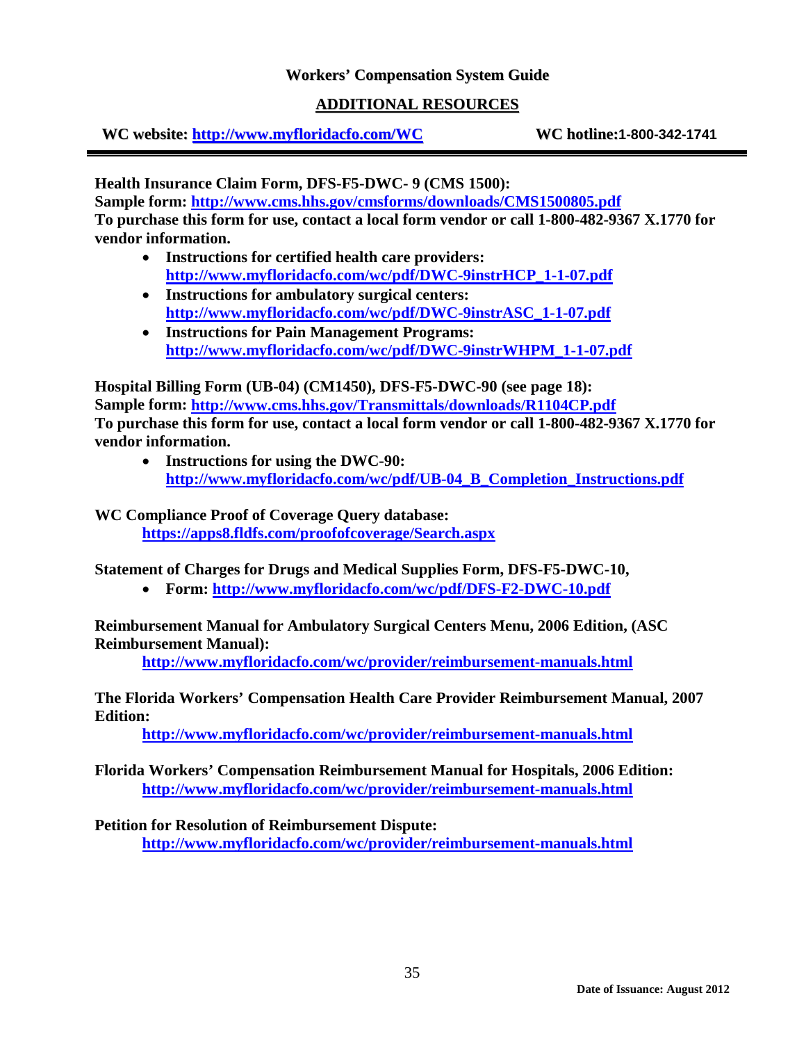**Workers' Compensation System Guide**

## ADDITIONAL RESOURCES

**WC website: http://www.myfloridacfo.com/WC** **WC hotline:1-800-342-1741**

---

**Health Insurance Claim Form, DFS-F5-DWC- 9 (CMS 1500):**
**Sample form: http://www.cms.hhs.gov/cmsforms/downloads/CMS1500805.pdf**
**To purchase this form for use, contact a local form vendor or call 1-800-482-9367 X.1770 for vendor information.**

- **Instructions for certified health care providers:** **http://www.myfloridacfo.com/wc/pdf/DWC-9instrHCP_1-1-07.pdf**
- **Instructions for ambulatory surgical centers:** **http://www.myfloridacfo.com/wc/pdf/DWC-9instrASC_1-1-07.pdf**
- **Instructions for Pain Management Programs:** **http://www.myfloridacfo.com/wc/pdf/DWC-9instrWHPM_1-1-07.pdf**

**Hospital Billing Form (UB-04) (CM1450), DFS-F5-DWC-90 (see page 18):**
**Sample form: http://www.cms.hhs.gov/Transmittals/downloads/R1104CP.pdf**
**To purchase this form for use, contact a local form vendor or call 1-800-482-9367 X.1770 for vendor information.**

- **Instructions for using the DWC-90:** **http://www.myfloridacfo.com/wc/pdf/UB-04_B_Completion_Instructions.pdf**

**WC Compliance Proof of Coverage Query database:**
**https://apps8.fldfs.com/proofofcoverage/Search.aspx**

**Statement of Charges for Drugs and Medical Supplies Form, DFS-F5-DWC-10,**

- **Form: http://www.myfloridacfo.com/wc/pdf/DFS-F2-DWC-10.pdf**

**Reimbursement Manual for Ambulatory Surgical Centers Menu, 2006 Edition, (ASC Reimbursement Manual):**
**http://www.myfloridacfo.com/wc/provider/reimbursement-manuals.html**

**The Florida Workers' Compensation Health Care Provider Reimbursement Manual, 2007 Edition:**
**http://www.myfloridacfo.com/wc/provider/reimbursement-manuals.html**

**Florida Workers' Compensation Reimbursement Manual for Hospitals, 2006 Edition:**
**http://www.myfloridacfo.com/wc/provider/reimbursement-manuals.html**

**Petition for Resolution of Reimbursement Dispute:**
**http://www.myfloridacfo.com/wc/provider/reimbursement-manuals.html**

**Date of Issuance: August 2012**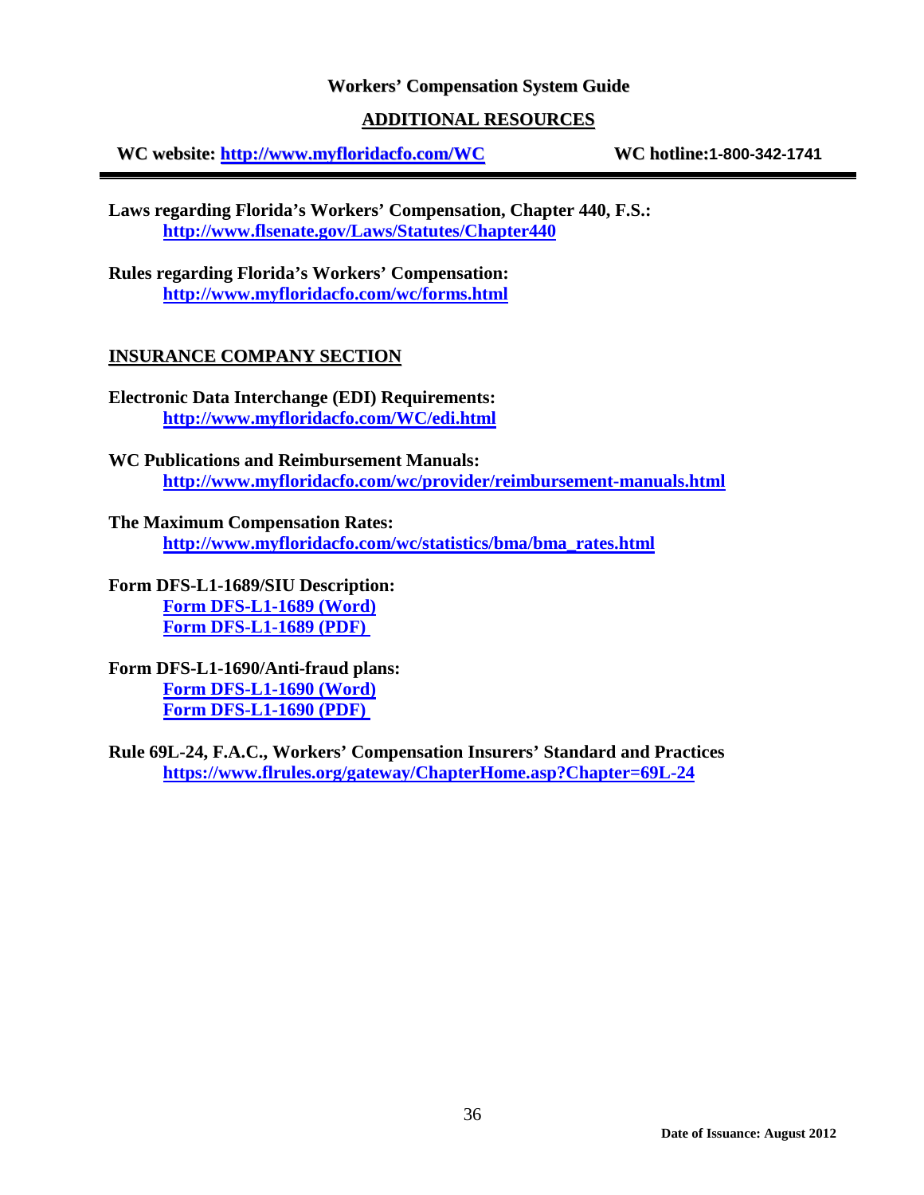**Workers' Compensation System Guide**

## ADDITIONAL RESOURCES

**WC website: http://www.myfloridacfo.com/WC** **WC hotline:1-800-342-1741**

---

**Laws regarding Florida's Workers' Compensation, Chapter 440, F.S.:**
**http://www.flsenate.gov/Laws/Statutes/Chapter440**

**Rules regarding Florida's Workers' Compensation:**
**http://www.myfloridacfo.com/wc/forms.html**

## INSURANCE COMPANY SECTION

**Electronic Data Interchange (EDI) Requirements:**
**http://www.myfloridacfo.com/WC/edi.html**

**WC Publications and Reimbursement Manuals:**
**http://www.myfloridacfo.com/wc/provider/reimbursement-manuals.html**

**The Maximum Compensation Rates:**
**http://www.myfloridacfo.com/wc/statistics/bma/bma_rates.html**

**Form DFS-L1-1689/SIU Description:**
**Form DFS-L1-1689 (Word)**
**Form DFS-L1-1689 (PDF)**

**Form DFS-L1-1690/Anti-fraud plans:**
**Form DFS-L1-1690 (Word)**
**Form DFS-L1-1690 (PDF)**

**Rule 69L-24, F.A.C., Workers' Compensation Insurers' Standard and Practices**
**https://www.flrules.org/gateway/ChapterHome.asp?Chapter=69L-24**

**Date of Issuance: August 2012**